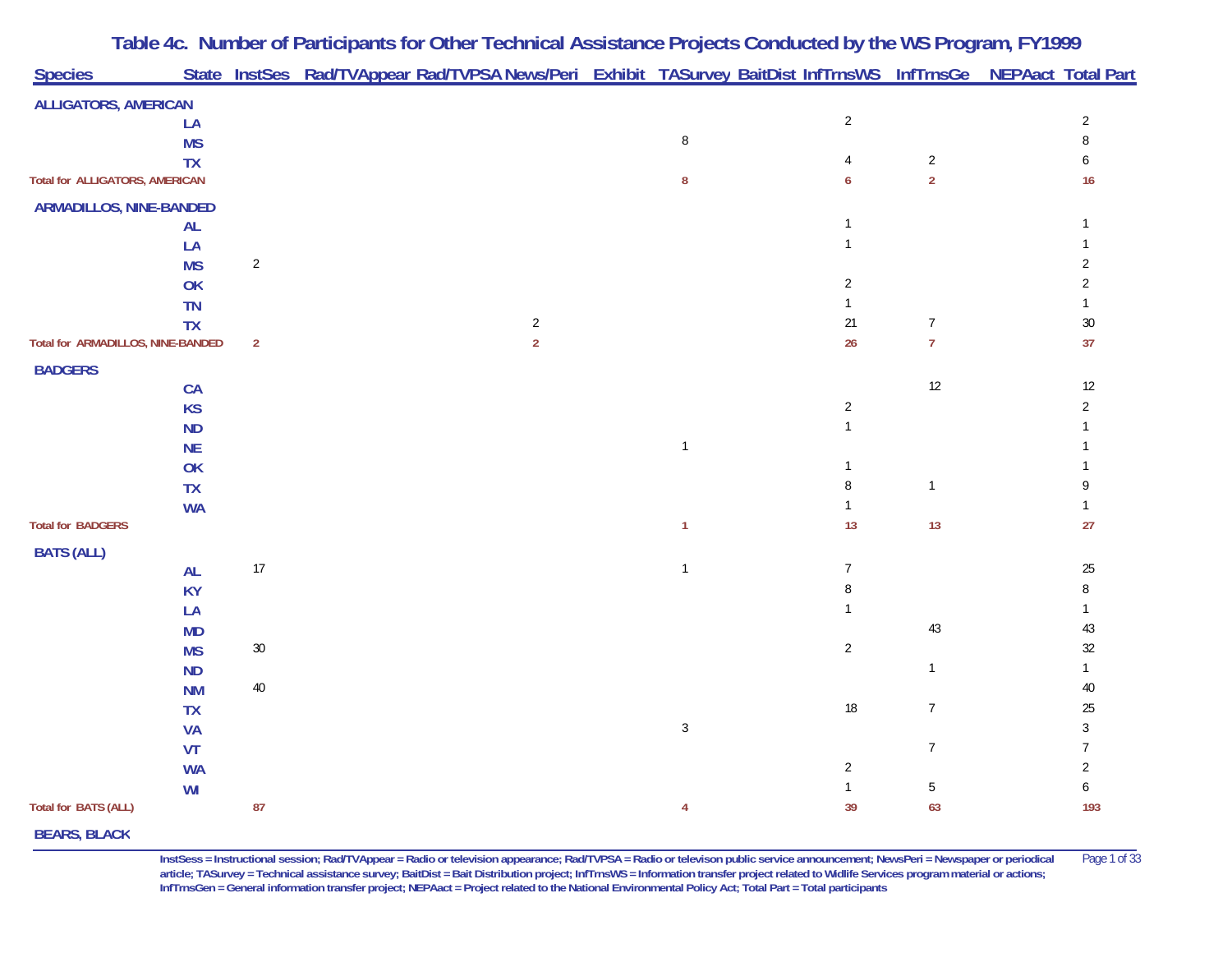# Table 4c. Number of Participants for Other Technical Assistance Projects Conducted by the WS Program, FY1999

| Species | State | InstSes | Rad/TVAppear | Rad/TVPSA | News/Peri | Exhibit | TASurvey | BaitDist | InfTrnsWS | InfTrnsGe | NEPAact | Total Part |
|---|---|---|---|---|---|---|---|---|---|---|---|---|
| **ALLIGATORS, AMERICAN** | | | | | | | | | | | | |
| | LA | | | | | | | | 2 | | | 2 |
| | MS | | | | | | 8 | | | | | 8 |
| | TX | | | | | | | | 4 | 2 | | 6 |
| **Total for ALLIGATORS, AMERICAN** | | | | | | | **8** | | **6** | **2** | | **16** |
| **ARMADILLOS, NINE-BANDED** | | | | | | | | | | | | |
| | AL | | | | | | | | 1 | | | 1 |
| | LA | | | | | | | | 1 | | | 1 |
| | MS | 2 | | | | | | | | | | 2 |
| | OK | | | | | | | | 2 | | | 2 |
| | TN | | | | | | | | 1 | | | 1 |
| | TX | | | | 2 | | | | 21 | 7 | | 30 |
| **Total for ARMADILLOS, NINE-BANDED** | | **2** | | | **2** | | | | **26** | **7** | | **37** |
| **BADGERS** | | | | | | | | | | | | |
| | CA | | | | | | | | | 12 | | 12 |
| | KS | | | | | | | | 2 | | | 2 |
| | ND | | | | | | | | 1 | | | 1 |
| | NE | | | | | | 1 | | | | | 1 |
| | OK | | | | | | | | 1 | | | 1 |
| | TX | | | | | | | | 8 | 1 | | 9 |
| | WA | | | | | | | | 1 | | | 1 |
| **Total for BADGERS** | | | | | | | **1** | | **13** | **13** | | **27** |
| **BATS (ALL)** | | | | | | | | | | | | |
| | AL | 17 | | | | | 1 | | 7 | | | 25 |
| | KY | | | | | | | | 8 | | | 8 |
| | LA | | | | | | | | 1 | | | 1 |
| | MD | | | | | | | | | 43 | | 43 |
| | MS | 30 | | | | | | | 2 | | | 32 |
| | ND | | | | | | | | | 1 | | 1 |
| | NM | 40 | | | | | | | | | | 40 |
| | TX | | | | | | | | 18 | 7 | | 25 |
| | VA | | | | | | 3 | | | | | 3 |
| | VT | | | | | | | | | 7 | | 7 |
| | WA | | | | | | | | 2 | | | 2 |
| | WI | | | | | | | | 1 | 5 | | 6 |
| **Total for BATS (ALL)** | | **87** | | | | | **4** | | **39** | **63** | | **193** |
| **BEARS, BLACK** | | | | | | | | | | | | |

InstSess = Instructional session; Rad/TVAppear = Radio or television appearance; Rad/TVPSA = Radio or televison public service announcement; NewsPeri = Newspaper or periodical article; TASurvey = Technical assistance survey; BaitDist = Bait Distribution project; InfTrnsWS = Information transfer project related to Widlife Services program material or actions; InfTrnsGen = General information transfer project; NEPAact = Project related to the National Environmental Policy Act; Total Part = Total participants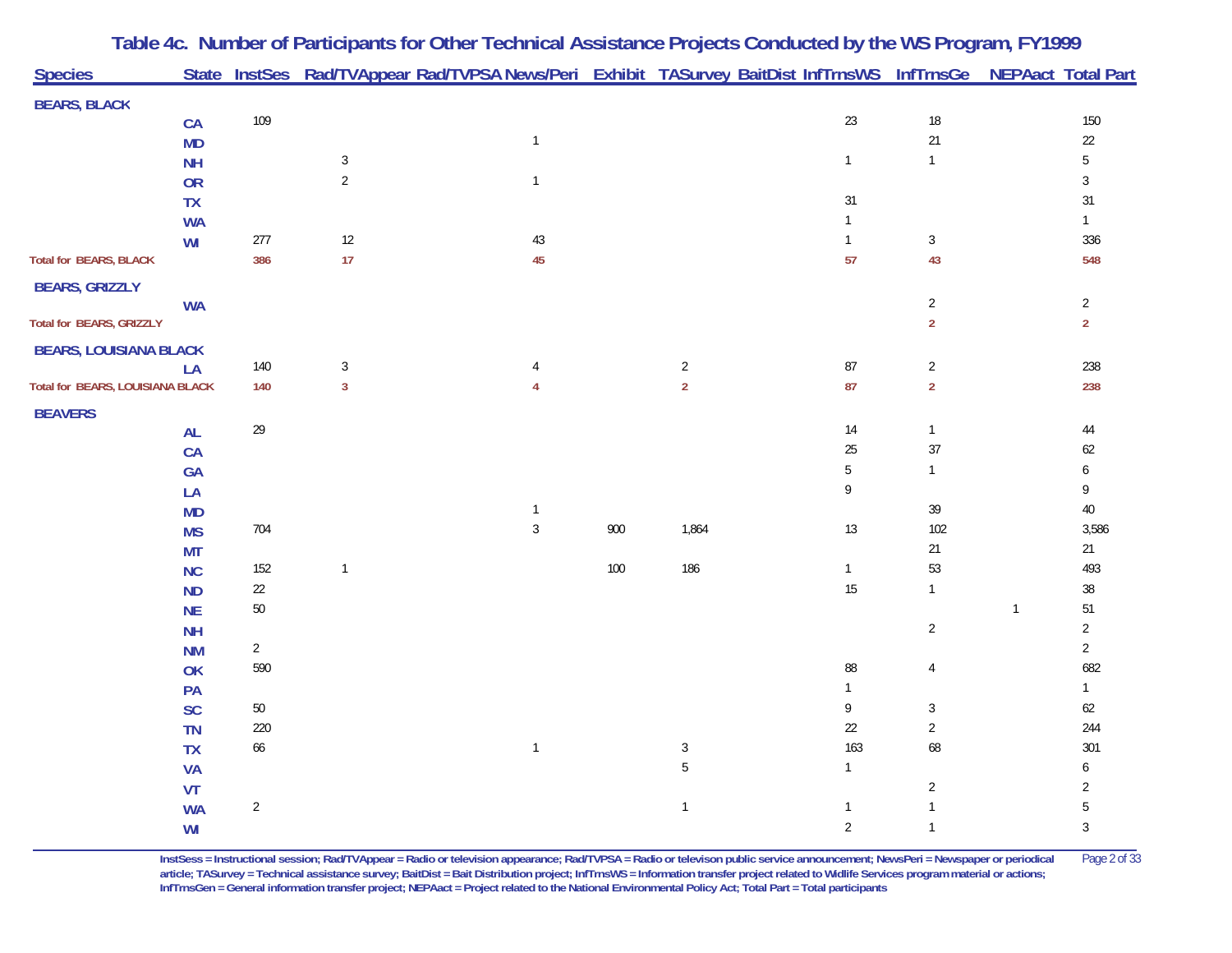## Table 4c. Number of Participants for Other Technical Assistance Projects Conducted by the WS Program, FY1999

| Species | State | InstSes | Rad/TVAppear | Rad/TVPSA | News/Peri | Exhibit | TASurvey | BaitDist | InfTrnsWS | InfTrnsGe | NEPAact | Total Part |
|---|---|---|---|---|---|---|---|---|---|---|---|---|
| **BEARS, BLACK** | | | | | | | | | | | | |
| | CA | 109 | | | | | | | 23 | 18 | | 150 |
| | MD | | | | 1 | | | | | 21 | | 22 |
| | NH | | 3 | | | | | | 1 | 1 | | 5 |
| | OR | | 2 | | 1 | | | | | | | 3 |
| | TX | | | | | | | | 31 | | | 31 |
| | WA | | | | | | | | 1 | | | 1 |
| | WI | 277 | 12 | | 43 | | | | 1 | 3 | | 336 |
| **Total for BEARS, BLACK** | | **386** | **17** | | **45** | | | | **57** | **43** | | **548** |
| **BEARS, GRIZZLY** | | | | | | | | | | | | |
| | WA | | | | | | | | | 2 | | 2 |
| **Total for BEARS, GRIZZLY** | | | | | | | | | | **2** | | **2** |
| **BEARS, LOUISIANA BLACK** | | | | | | | | | | | | |
| | LA | 140 | 3 | | 4 | | 2 | | 87 | 2 | | 238 |
| **Total for BEARS, LOUISIANA BLACK** | | **140** | **3** | | **4** | | **2** | | **87** | **2** | | **238** |
| **BEAVERS** | | | | | | | | | | | | |
| | AL | 29 | | | | | | | 14 | 1 | | 44 |
| | CA | | | | | | | | 25 | 37 | | 62 |
| | GA | | | | | | | | 5 | 1 | | 6 |
| | LA | | | | | | | | 9 | | | 9 |
| | MD | | | | 1 | | | | | 39 | | 40 |
| | MS | 704 | | | 3 | 900 | 1,864 | | 13 | 102 | | 3,586 |
| | MT | | | | | | | | | 21 | | 21 |
| | NC | 152 | 1 | | | 100 | 186 | | 1 | 53 | | 493 |
| | ND | 22 | | | | | | | 15 | 1 | | 38 |
| | NE | 50 | | | | | | | | | 1 | 51 |
| | NH | | | | | | | | | 2 | | 2 |
| | NM | 2 | | | | | | | | | | 2 |
| | OK | 590 | | | | | | | 88 | 4 | | 682 |
| | PA | | | | | | | | 1 | | | 1 |
| | SC | 50 | | | | | | | 9 | 3 | | 62 |
| | TN | 220 | | | | | | | 22 | 2 | | 244 |
| | TX | 66 | | | 1 | | 3 | | 163 | 68 | | 301 |
| | VA | | | | | | 5 | | 1 | | | 6 |
| | VT | | | | | | | | | 2 | | 2 |
| | WA | 2 | | | | | 1 | | 1 | 1 | | 5 |
| | WI | | | | | | | | 2 | 1 | | 3 |

InstSess = Instructional session; Rad/TVAppear = Radio or television appearance; Rad/TVPSA = Radio or televison public service announcement; NewsPeri = Newspaper or periodical article; TASurvey = Technical assistance survey; BaitDist = Bait Distribution project; InfTrnsWS = Information transfer project related to Widlife Services program material or actions; InfTrnsGen = General information transfer project; NEPAact = Project related to the National Environmental Policy Act; Total Part = Total participants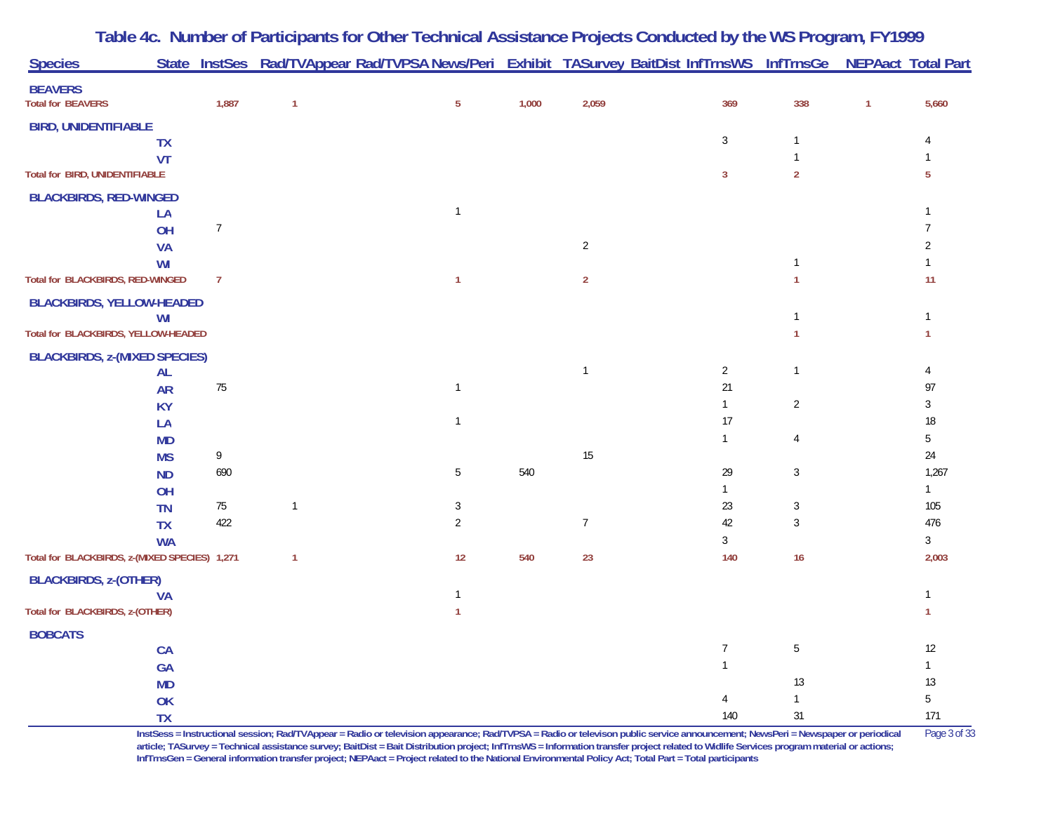# Table 4c. Number of Participants for Other Technical Assistance Projects Conducted by the WS Program, FY1999

| Species | State | InstSes | Rad/TVAppear | Rad/TVPSA | News/Peri | Exhibit | TASurvey | BaitDist | InfTrnsWS | InfTrnsGe | NEPAact | Total Part |
|---|---|---|---|---|---|---|---|---|---|---|---|---|
| **BEAVERS** | | | | | | | | | | | | |
| **Total for BEAVERS** | | **1,887** | **1** | | **5** | **1,000** | **2,059** | | **369** | **338** | **1** | **5,660** |
| **BIRD, UNIDENTIFIABLE** | | | | | | | | | | | | |
| | TX | | | | | | | | 3 | 1 | | 4 |
| | VT | | | | | | | | | 1 | | 1 |
| **Total for BIRD, UNIDENTIFIABLE** | | | | | | | | | **3** | **2** | | **5** |
| **BLACKBIRDS, RED-WINGED** | | | | | | | | | | | | |
| | LA | | | | 1 | | | | | | | 1 |
| | OH | 7 | | | | | | | | | | 7 |
| | VA | | | | | | 2 | | | | | 2 |
| | WI | | | | | | | | | 1 | | 1 |
| **Total for BLACKBIRDS, RED-WINGED** | | **7** | | | **1** | | **2** | | | **1** | | **11** |
| **BLACKBIRDS, YELLOW-HEADED** | | | | | | | | | | | | |
| | WI | | | | | | | | | 1 | | 1 |
| **Total for BLACKBIRDS, YELLOW-HEADED** | | | | | | | | | | **1** | | **1** |
| **BLACKBIRDS, z-(MIXED SPECIES)** | | | | | | | | | | | | |
| | AL | | | | | | 1 | | 2 | 1 | | 4 |
| | AR | 75 | | | 1 | | | | 21 | | | 97 |
| | KY | | | | | | | | 1 | 2 | | 3 |
| | LA | | | | 1 | | | | 17 | | | 18 |
| | MD | | | | | | | | 1 | 4 | | 5 |
| | MS | 9 | | | | | 15 | | | | | 24 |
| | ND | 690 | | | 5 | 540 | | | 29 | 3 | | 1,267 |
| | OH | | | | | | | | 1 | | | 1 |
| | TN | 75 | 1 | | 3 | | | | 23 | 3 | | 105 |
| | TX | 422 | | | 2 | | 7 | | 42 | 3 | | 476 |
| | WA | | | | | | | | 3 | | | 3 |
| **Total for BLACKBIRDS, z-(MIXED SPECIES)** | | **1,271** | **1** | | **12** | **540** | **23** | | **140** | **16** | | **2,003** |
| **BLACKBIRDS, z-(OTHER)** | | | | | | | | | | | | |
| | VA | | | | 1 | | | | | | | 1 |
| **Total for BLACKBIRDS, z-(OTHER)** | | | | | **1** | | | | | | | **1** |
| **BOBCATS** | | | | | | | | | | | | |
| | CA | | | | | | | | 7 | 5 | | 12 |
| | GA | | | | | | | | 1 | | | 1 |
| | MD | | | | | | | | | 13 | | 13 |
| | OK | | | | | | | | 4 | 1 | | 5 |
| | TX | | | | | | | | 140 | 31 | | 171 |

InstSess = Instructional session; Rad/TVAppear = Radio or television appearance; Rad/TVPSA = Radio or televison public service announcement; NewsPeri = Newspaper or periodical article; TASurvey = Technical assistance survey; BaitDist = Bait Distribution project; InfTrnsWS = Information transfer project related to Widlife Services program material or actions; InfTrnsGen = General information transfer project; NEPAact = Project related to the National Environmental Policy Act; Total Part = Total participants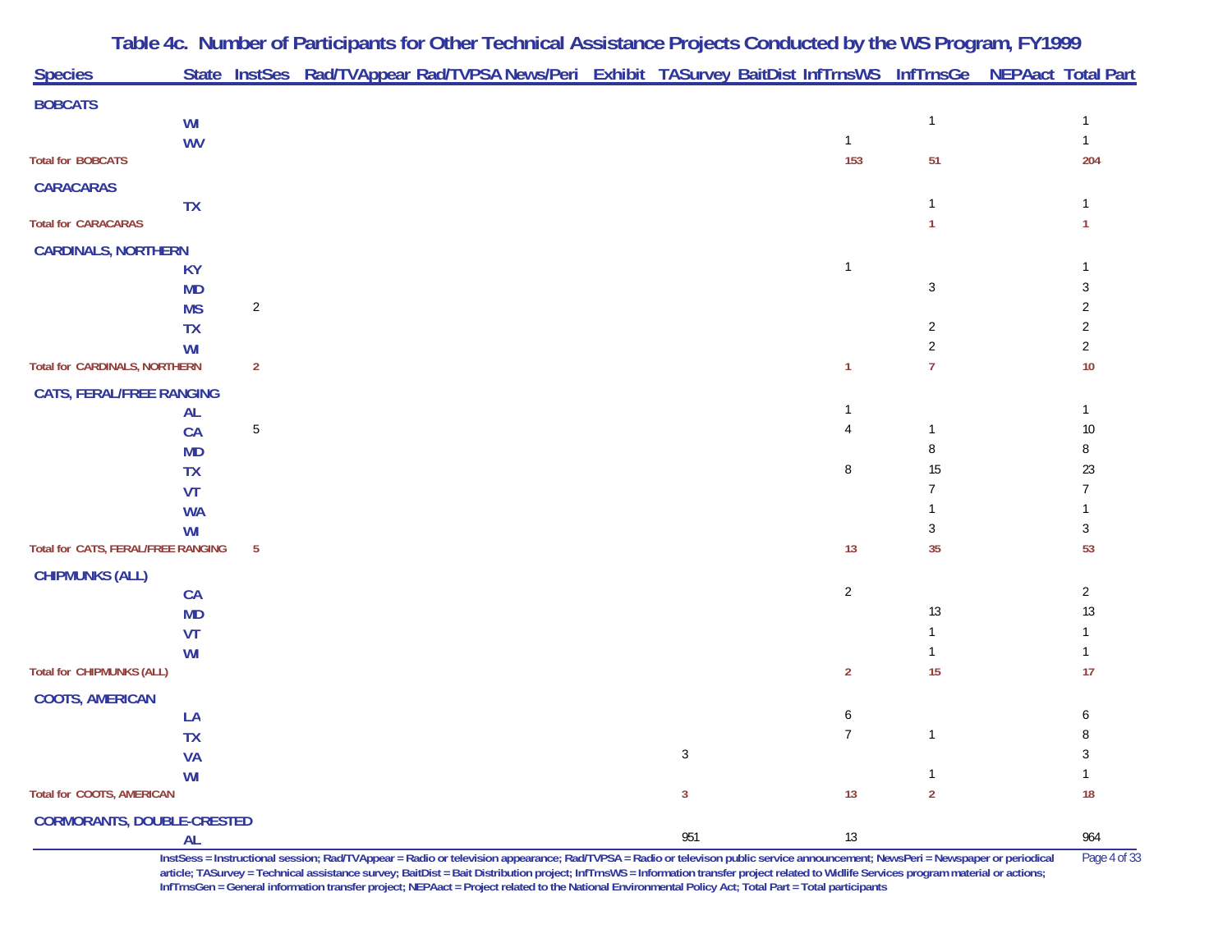# Table 4c. Number of Participants for Other Technical Assistance Projects Conducted by the WS Program, FY1999

| Species | State | InstSes | Rad/TVAppear | Rad/TVPSA | News/Peri | Exhibit | TASurvey | BaitDist | InfTrnsWS | InfTrnsGe | NEPAact | Total Part |
|---|---|---|---|---|---|---|---|---|---|---|---|---|
| **BOBCATS** | | | | | | | | | | | | |
| | WI | | | | | | | | | 1 | | 1 |
| | WV | | | | | | | | 1 | | | 1 |
| **Total for BOBCATS** | | | | | | | | | **153** | **51** | | **204** |
| **CARACARAS** | | | | | | | | | | | | |
| | TX | | | | | | | | | 1 | | 1 |
| **Total for CARACARAS** | | | | | | | | | | **1** | | **1** |
| **CARDINALS, NORTHERN** | | | | | | | | | | | | |
| | KY | | | | | | | | 1 | | | 1 |
| | MD | | | | | | | | | 3 | | 3 |
| | MS | 2 | | | | | | | | | | 2 |
| | TX | | | | | | | | | 2 | | 2 |
| | WI | | | | | | | | | 2 | | 2 |
| **Total for CARDINALS, NORTHERN** | | **2** | | | | | | | **1** | **7** | | **10** |
| **CATS, FERAL/FREE RANGING** | | | | | | | | | | | | |
| | AL | | | | | | | | 1 | | | 1 |
| | CA | 5 | | | | | | | 4 | 1 | | 10 |
| | MD | | | | | | | | | 8 | | 8 |
| | TX | | | | | | | | 8 | 15 | | 23 |
| | VT | | | | | | | | | 7 | | 7 |
| | WA | | | | | | | | | 1 | | 1 |
| | WI | | | | | | | | | 3 | | 3 |
| **Total for CATS, FERAL/FREE RANGING** | | **5** | | | | | | | **13** | **35** | | **53** |
| **CHIPMUNKS (ALL)** | | | | | | | | | | | | |
| | CA | | | | | | | | 2 | | | 2 |
| | MD | | | | | | | | | 13 | | 13 |
| | VT | | | | | | | | | 1 | | 1 |
| | WI | | | | | | | | | 1 | | 1 |
| **Total for CHIPMUNKS (ALL)** | | | | | | | | | **2** | **15** | | **17** |
| **COOTS, AMERICAN** | | | | | | | | | | | | |
| | LA | | | | | | | | 6 | | | 6 |
| | TX | | | | | | | | 7 | 1 | | 8 |
| | VA | | | | | | 3 | | | | | 3 |
| | WI | | | | | | | | | 1 | | 1 |
| **Total for COOTS, AMERICAN** | | | | | | | **3** | | **13** | **2** | | **18** |
| **CORMORANTS, DOUBLE-CRESTED** | | | | | | | | | | | | |
| | AL | | | | | | 951 | | 13 | | | 964 |

InstSess = Instructional session; Rad/TVAppear = Radio or television appearance; Rad/TVPSA = Radio or televison public service announcement; NewsPeri = Newspaper or periodical article; TASurvey = Technical assistance survey; BaitDist = Bait Distribution project; InfTrnsWS = Information transfer project related to Widlife Services program material or actions; InfTrnsGen = General information transfer project; NEPAact = Project related to the National Environmental Policy Act; Total Part = Total participants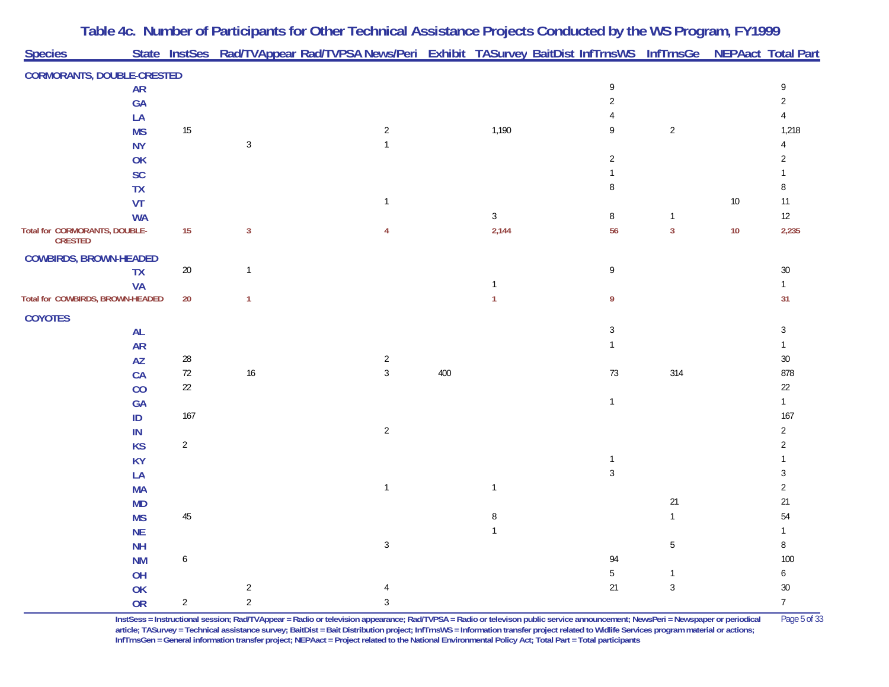# Table 4c. Number of Participants for Other Technical Assistance Projects Conducted by the WS Program, FY1999

| Species | State | InstSes | Rad/TVAppear | Rad/TVPSA | News/Peri | Exhibit | TASurvey | BaitDist | InfTrnsWS | InfTrnsGe | NEPAact | Total Part |
|---|---|---|---|---|---|---|---|---|---|---|---|---|
| **CORMORANTS, DOUBLE-CRESTED** | | | | | | | | | | | | |
| | AR | | | | | | | | 9 | | | 9 |
| | GA | | | | | | | | 2 | | | 2 |
| | LA | | | | | | | | 4 | | | 4 |
| | MS | 15 | | | 2 | | 1,190 | | 9 | 2 | | 1,218 |
| | NY | | 3 | | 1 | | | | | | | 4 |
| | OK | | | | | | | | 2 | | | 2 |
| | SC | | | | | | | | 1 | | | 1 |
| | TX | | | | | | | | 8 | | | 8 |
| | VT | | | | 1 | | | | | | 10 | 11 |
| | WA | | | | | | 3 | | 8 | 1 | | 12 |
| **Total for CORMORANTS, DOUBLE-CRESTED** | | **15** | **3** | | **4** | | **2,144** | | **56** | **3** | **10** | **2,235** |
| **COWBIRDS, BROWN-HEADED** | | | | | | | | | | | | |
| | TX | 20 | 1 | | | | | | 9 | | | 30 |
| | VA | | | | | | 1 | | | | | 1 |
| **Total for COWBIRDS, BROWN-HEADED** | | **20** | **1** | | | | **1** | | **9** | | | **31** |
| **COYOTES** | | | | | | | | | | | | |
| | AL | | | | | | | | 3 | | | 3 |
| | AR | | | | | | | | 1 | | | 1 |
| | AZ | 28 | | | 2 | | | | | | | 30 |
| | CA | 72 | 16 | | 3 | 400 | | | 73 | 314 | | 878 |
| | CO | 22 | | | | | | | | | | 22 |
| | GA | | | | | | | | 1 | | | 1 |
| | ID | 167 | | | | | | | | | | 167 |
| | IN | | | | 2 | | | | | | | 2 |
| | KS | 2 | | | | | | | | | | 2 |
| | KY | | | | | | | | 1 | | | 1 |
| | LA | | | | | | | | 3 | | | 3 |
| | MA | | | | 1 | | 1 | | | | | 2 |
| | MD | | | | | | | | | 21 | | 21 |
| | MS | 45 | | | | | 8 | | | 1 | | 54 |
| | NE | | | | | | 1 | | | | | 1 |
| | NH | | | | 3 | | | | | 5 | | 8 |
| | NM | 6 | | | | | | | 94 | | | 100 |
| | OH | | | | | | | | 5 | 1 | | 6 |
| | OK | | 2 | | 4 | | | | 21 | 3 | | 30 |
| | OR | 2 | 2 | | 3 | | | | | | | 7 |

InstSess = Instructional session; Rad/TVAppear = Radio or television appearance; Rad/TVPSA = Radio or televison public service announcement; NewsPeri = Newspaper or periodical article; TASurvey = Technical assistance survey; BaitDist = Bait Distribution project; InfTrnsWS = Information transfer project related to Widlife Services program material or actions; InfTrnsGen = General information transfer project; NEPAact = Project related to the National Environmental Policy Act; Total Part = Total participants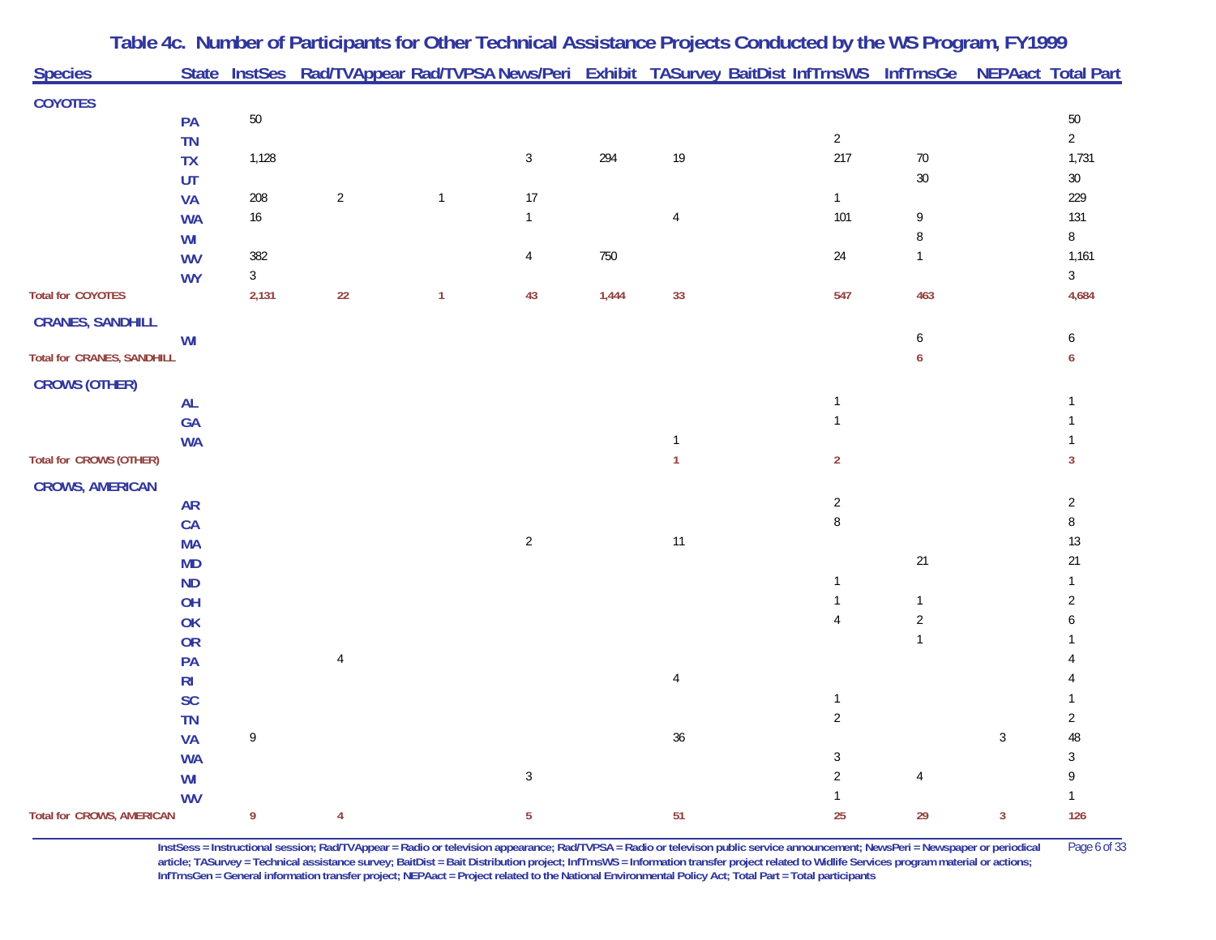## Table 4c. Number of Participants for Other Technical Assistance Projects Conducted by the WS Program, FY1999

| Species | State | InstSes | Rad/TVAppear | Rad/TVPSA | News/Peri | Exhibit | TASurvey | BaitDist | InfTrnsWS | InfTrnsGe | NEPAact | Total Part |
|---|---|---|---|---|---|---|---|---|---|---|---|---|
| **COYOTES** | | | | | | | | | | | | |
| | PA | 50 | | | | | | | | | | 50 |
| | TN | | | | | | | | 2 | | | 2 |
| | TX | 1,128 | | | 3 | 294 | 19 | | 217 | 70 | | 1,731 |
| | UT | | | | | | | | | 30 | | 30 |
| | VA | 208 | 2 | 1 | 17 | | | | 1 | | | 229 |
| | WA | 16 | | | 1 | | 4 | | 101 | 9 | | 131 |
| | WI | | | | | | | | | 8 | | 8 |
| | WV | 382 | | | 4 | 750 | | | 24 | 1 | | 1,161 |
| | WY | 3 | | | | | | | | | | 3 |
| **Total for COYOTES** | | **2,131** | **22** | **1** | **43** | **1,444** | **33** | | **547** | **463** | | **4,684** |
| **CRANES, SANDHILL** | | | | | | | | | | | | |
| | WI | | | | | | | | | 6 | | 6 |
| **Total for CRANES, SANDHILL** | | | | | | | | | | **6** | | **6** |
| **CROWS (OTHER)** | | | | | | | | | | | | |
| | AL | | | | | | | | 1 | | | 1 |
| | GA | | | | | | | | 1 | | | 1 |
| | WA | | | | | | 1 | | | | | 1 |
| **Total for CROWS (OTHER)** | | | | | | | **1** | | **2** | | | **3** |
| **CROWS, AMERICAN** | | | | | | | | | | | | |
| | AR | | | | | | | | 2 | | | 2 |
| | CA | | | | | | | | 8 | | | 8 |
| | MA | | | | 2 | | 11 | | | | | 13 |
| | MD | | | | | | | | | 21 | | 21 |
| | ND | | | | | | | | 1 | | | 1 |
| | OH | | | | | | | | 1 | 1 | | 2 |
| | OK | | | | | | | | 4 | 2 | | 6 |
| | OR | | | | | | | | | 1 | | 1 |
| | PA | | 4 | | | | | | | | | 4 |
| | RI | | | | | | 4 | | | | | 4 |
| | SC | | | | | | | | 1 | | | 1 |
| | TN | | | | | | | | 2 | | | 2 |
| | VA | 9 | | | | | 36 | | | | 3 | 48 |
| | WA | | | | | | | | 3 | | | 3 |
| | WI | | | | 3 | | | | 2 | 4 | | 9 |
| | WV | | | | | | | | 1 | | | 1 |
| **Total for CROWS, AMERICAN** | | **9** | **4** | | **5** | | **51** | | **25** | **29** | **3** | **126** |

InstSess = Instructional session; Rad/TVAppear = Radio or television appearance; Rad/TVPSA = Radio or televison public service announcement; NewsPeri = Newspaper or periodical article; TASurvey = Technical assistance survey; BaitDist = Bait Distribution project; InfTrnsWS = Information transfer project related to Widlife Services program material or actions; InfTrnsGen = General information transfer project; NEPAact = Project related to the National Environmental Policy Act; Total Part = Total participants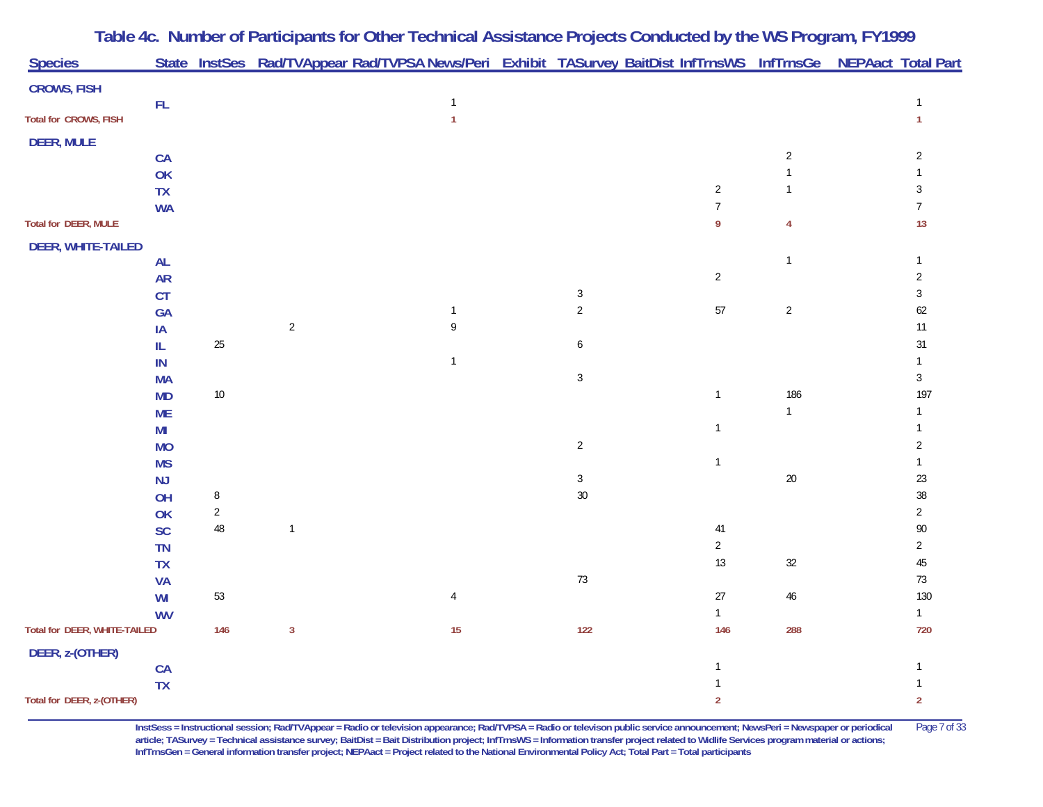# Table 4c. Number of Participants for Other Technical Assistance Projects Conducted by the WS Program, FY1999

| Species | State | InstSes | Rad/TVAppear | Rad/TVPSA | News/Peri | Exhibit | TASurvey | BaitDist | InfTrnsWS | InfTrnsGe | NEPAact | Total Part |
|---|---|---|---|---|---|---|---|---|---|---|---|---|
| **CROWS, FISH** | | | | | | | | | | | | |
| | FL | | | | 1 | | | | | | | 1 |
| **Total for CROWS, FISH** | | | | | **1** | | | | | | | **1** |
| **DEER, MULE** | | | | | | | | | | | | |
| | CA | | | | | | | | | 2 | | 2 |
| | OK | | | | | | | | | 1 | | 1 |
| | TX | | | | | | | | 2 | 1 | | 3 |
| | WA | | | | | | | | 7 | | | 7 |
| **Total for DEER, MULE** | | | | | | | | | **9** | **4** | | **13** |
| **DEER, WHITE-TAILED** | | | | | | | | | | | | |
| | AL | | | | | | | | | 1 | | 1 |
| | AR | | | | | | | | 2 | | | 2 |
| | CT | | | | | | 3 | | | | | 3 |
| | GA | | | | 1 | | 2 | | 57 | 2 | | 62 |
| | IA | | 2 | | 9 | | | | | | | 11 |
| | IL | 25 | | | | | 6 | | | | | 31 |
| | IN | | | | 1 | | | | | | | 1 |
| | MA | | | | | | 3 | | | | | 3 |
| | MD | 10 | | | | | | | 1 | 186 | | 197 |
| | ME | | | | | | | | | 1 | | 1 |
| | MI | | | | | | | | 1 | | | 1 |
| | MO | | | | | | 2 | | | | | 2 |
| | MS | | | | | | | | 1 | | | 1 |
| | NJ | | | | | | 3 | | | 20 | | 23 |
| | OH | 8 | | | | | 30 | | | | | 38 |
| | OK | 2 | | | | | | | | | | 2 |
| | SC | 48 | 1 | | | | | | 41 | | | 90 |
| | TN | | | | | | | | 2 | | | 2 |
| | TX | | | | | | | | 13 | 32 | | 45 |
| | VA | | | | | | 73 | | | | | 73 |
| | WI | 53 | | | 4 | | | | 27 | 46 | | 130 |
| | WV | | | | | | | | 1 | | | 1 |
| **Total for DEER, WHITE-TAILED** | | **146** | **3** | | **15** | | **122** | | **146** | **288** | | **720** |
| **DEER, z-(OTHER)** | | | | | | | | | | | | |
| | CA | | | | | | | | 1 | | | 1 |
| | TX | | | | | | | | 1 | | | 1 |
| **Total for DEER, z-(OTHER)** | | | | | | | | | **2** | | | **2** |

InstSess = Instructional session; Rad/TVAppear = Radio or television appearance; Rad/TVPSA = Radio or televison public service announcement; NewsPeri = Newspaper or periodical article; TASurvey = Technical assistance survey; BaitDist = Bait Distribution project; InfTrnsWS = Information transfer project related to Widlife Services program material or actions; InfTrnsGen = General information transfer project; NEPAact = Project related to the National Environmental Policy Act; Total Part = Total participants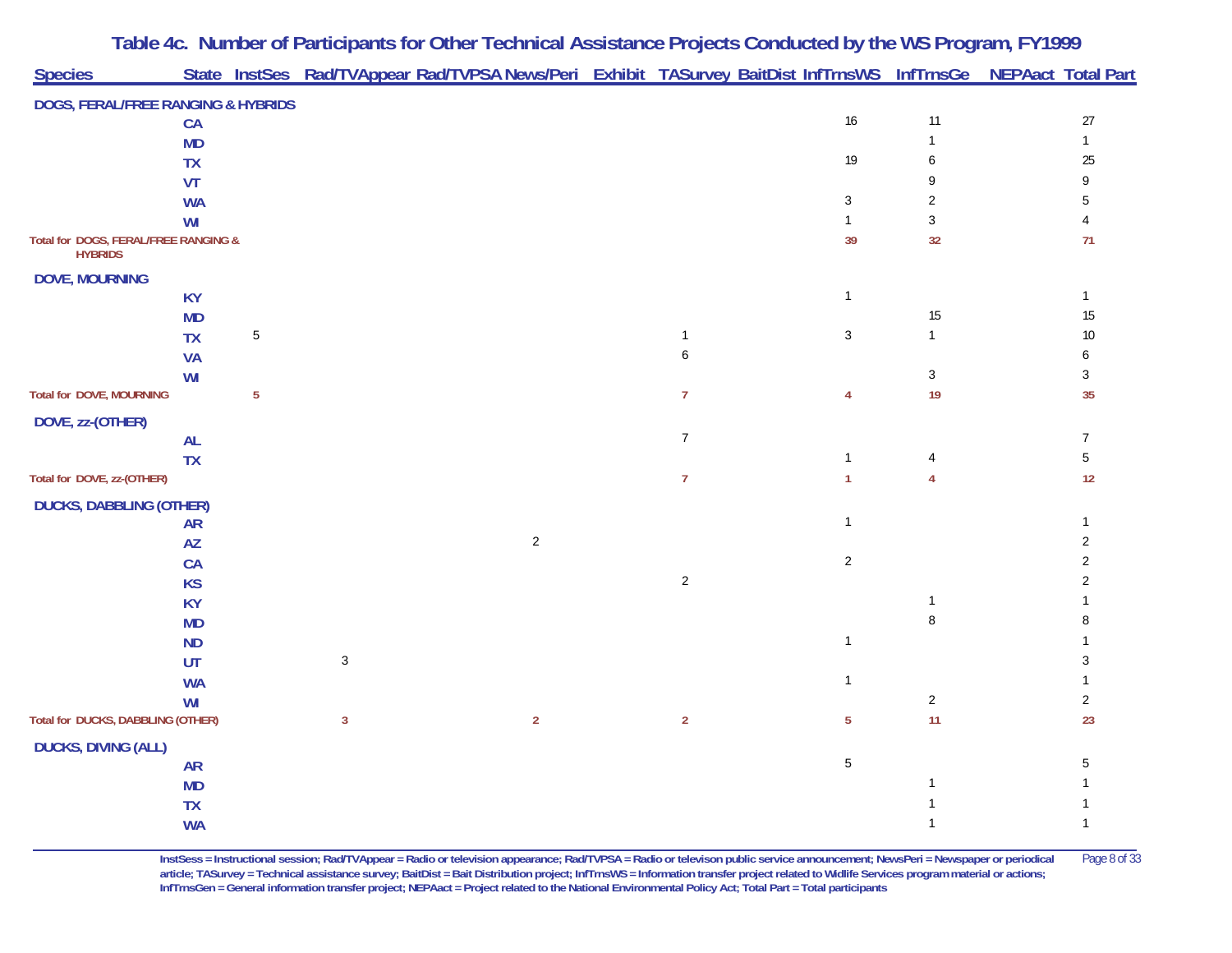## Table 4c. Number of Participants for Other Technical Assistance Projects Conducted by the WS Program, FY1999

| Species | State | InstSes | Rad/TVAppear | Rad/TVPSA | News/Peri | Exhibit | TASurvey | BaitDist | InfTrnsWS | InfTrnsGe | NEPAact | Total Part |
|---|---|---|---|---|---|---|---|---|---|---|---|---|
| **DOGS, FERAL/FREE RANGING & HYBRIDS** | | | | | | | | | | | | |
| | CA | | | | | | | | 16 | 11 | | 27 |
| | MD | | | | | | | | | 1 | | 1 |
| | TX | | | | | | | | 19 | 6 | | 25 |
| | VT | | | | | | | | | 9 | | 9 |
| | WA | | | | | | | | 3 | 2 | | 5 |
| | WI | | | | | | | | 1 | 3 | | 4 |
| **Total for DOGS, FERAL/FREE RANGING & HYBRIDS** | | | | | | | | | **39** | **32** | | **71** |
| **DOVE, MOURNING** | | | | | | | | | | | | |
| | KY | | | | | | | | 1 | | | 1 |
| | MD | | | | | | | | | 15 | | 15 |
| | TX | 5 | | | | | 1 | | 3 | 1 | | 10 |
| | VA | | | | | | 6 | | | | | 6 |
| | WI | | | | | | | | | 3 | | 3 |
| **Total for DOVE, MOURNING** | | **5** | | | | | **7** | | **4** | **19** | | **35** |
| **DOVE, zz-(OTHER)** | | | | | | | | | | | | |
| | AL | | | | | | 7 | | | | | 7 |
| | TX | | | | | | | | 1 | 4 | | 5 |
| **Total for DOVE, zz-(OTHER)** | | | | | | | **7** | | **1** | **4** | | **12** |
| **DUCKS, DABBLING (OTHER)** | | | | | | | | | | | | |
| | AR | | | | | | | | 1 | | | 1 |
| | AZ | | | | 2 | | | | | | | 2 |
| | CA | | | | | | | | 2 | | | 2 |
| | KS | | | | | | 2 | | | | | 2 |
| | KY | | | | | | | | | 1 | | 1 |
| | MD | | | | | | | | | 8 | | 8 |
| | ND | | | | | | | | 1 | | | 1 |
| | UT | | 3 | | | | | | | | | 3 |
| | WA | | | | | | | | 1 | | | 1 |
| | WI | | | | | | | | | 2 | | 2 |
| **Total for DUCKS, DABBLING (OTHER)** | | | **3** | | **2** | | **2** | | **5** | **11** | | **23** |
| **DUCKS, DIVING (ALL)** | | | | | | | | | | | | |
| | AR | | | | | | | | 5 | | | 5 |
| | MD | | | | | | | | | 1 | | 1 |
| | TX | | | | | | | | | 1 | | 1 |
| | WA | | | | | | | | | 1 | | 1 |

InstSess = Instructional session; Rad/TVAppear = Radio or television appearance; Rad/TVPSA = Radio or televison public service announcement; NewsPeri = Newspaper or periodical article; TASurvey = Technical assistance survey; BaitDist = Bait Distribution project; InfTrnsWS = Information transfer project related to Widlife Services program material or actions; InfTrnsGen = General information transfer project; NEPAact = Project related to the National Environmental Policy Act; Total Part = Total participants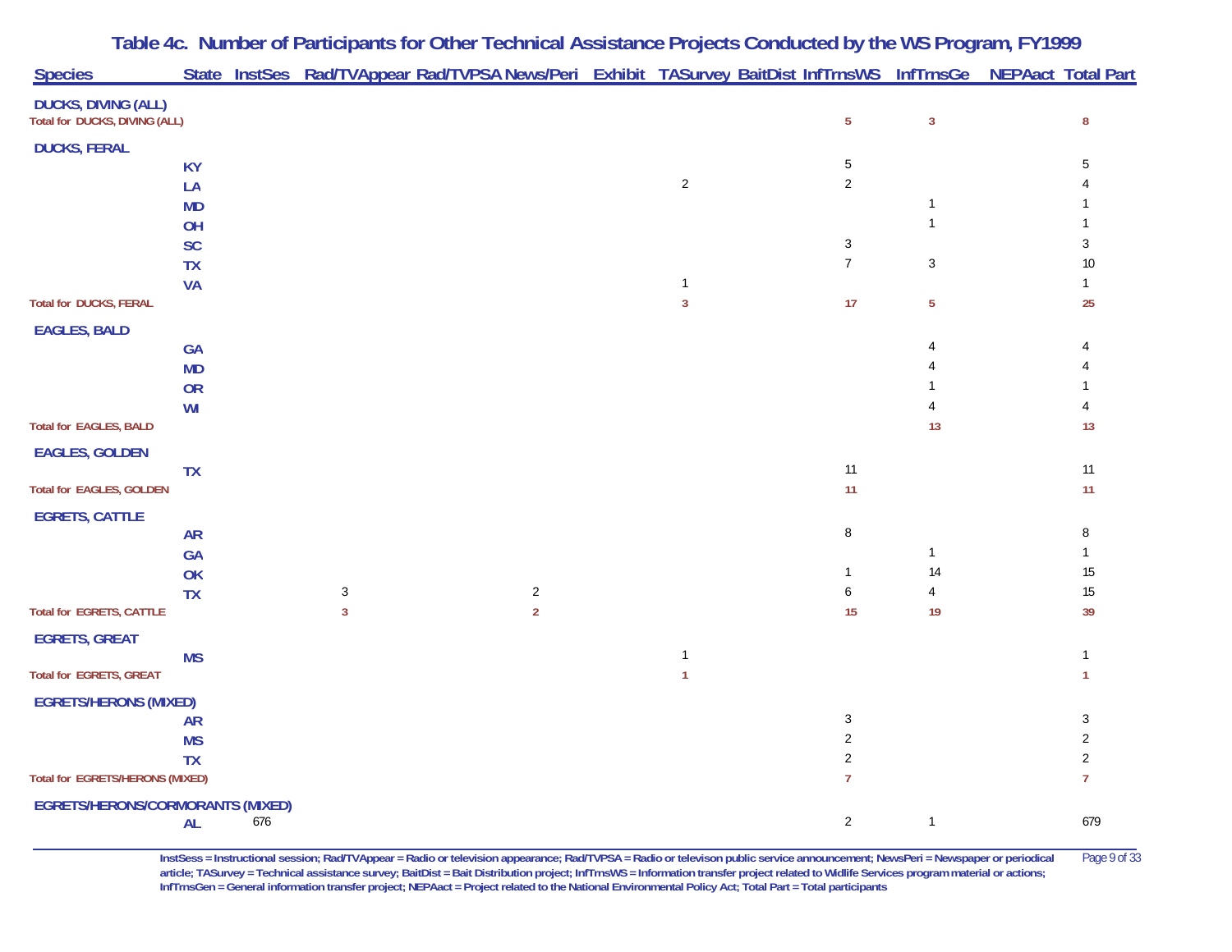# Table 4c. Number of Participants for Other Technical Assistance Projects Conducted by the WS Program, FY1999

| Species | State | InstSes | Rad/TVAppear | Rad/TVPSA | News/Peri | Exhibit | TASurvey | BaitDist | InfTrnsWS | InfTrnsGe | NEPAact | Total Part |
|---|---|---|---|---|---|---|---|---|---|---|---|---|
| **DUCKS, DIVING (ALL)** | | | | | | | | | | | | |
| **Total for DUCKS, DIVING (ALL)** | | | | | | | | | **5** | **3** | | **8** |
| **DUCKS, FERAL** | | | | | | | | | | | | |
| | KY | | | | | | | | 5 | | | 5 |
| | LA | | | | | | 2 | | 2 | | | 4 |
| | MD | | | | | | | | | 1 | | 1 |
| | OH | | | | | | | | | 1 | | 1 |
| | SC | | | | | | | | 3 | | | 3 |
| | TX | | | | | | | | 7 | 3 | | 10 |
| | VA | | | | | | 1 | | | | | 1 |
| **Total for DUCKS, FERAL** | | | | | | | **3** | | **17** | **5** | | **25** |
| **EAGLES, BALD** | | | | | | | | | | | | |
| | GA | | | | | | | | | 4 | | 4 |
| | MD | | | | | | | | | 4 | | 4 |
| | OR | | | | | | | | | 1 | | 1 |
| | WI | | | | | | | | | 4 | | 4 |
| **Total for EAGLES, BALD** | | | | | | | | | | **13** | | **13** |
| **EAGLES, GOLDEN** | | | | | | | | | | | | |
| | TX | | | | | | | | 11 | | | 11 |
| **Total for EAGLES, GOLDEN** | | | | | | | | | **11** | | | **11** |
| **EGRETS, CATTLE** | | | | | | | | | | | | |
| | AR | | | | | | | | 8 | | | 8 |
| | GA | | | | | | | | | 1 | | 1 |
| | OK | | | | | | | | 1 | 14 | | 15 |
| | TX | | 3 | | 2 | | | | 6 | 4 | | 15 |
| **Total for EGRETS, CATTLE** | | | **3** | | **2** | | | | **15** | **19** | | **39** |
| **EGRETS, GREAT** | | | | | | | | | | | | |
| | MS | | | | | | 1 | | | | | 1 |
| **Total for EGRETS, GREAT** | | | | | | | **1** | | | | | **1** |
| **EGRETS/HERONS (MIXED)** | | | | | | | | | | | | |
| | AR | | | | | | | | 3 | | | 3 |
| | MS | | | | | | | | 2 | | | 2 |
| | TX | | | | | | | | 2 | | | 2 |
| **Total for EGRETS/HERONS (MIXED)** | | | | | | | | | **7** | | | **7** |
| **EGRETS/HERONS/CORMORANTS (MIXED)** | | | | | | | | | | | | |
| | AL | 676 | | | | | | | 2 | 1 | | 679 |

InstSess = Instructional session; Rad/TVAppear = Radio or television appearance; Rad/TVPSA = Radio or televison public service announcement; NewsPeri = Newspaper or periodical article; TASurvey = Technical assistance survey; BaitDist = Bait Distribution project; InfTrnsWS = Information transfer project related to Widlife Services program material or actions; InfTrnsGen = General information transfer project; NEPAact = Project related to the National Environmental Policy Act; Total Part = Total participants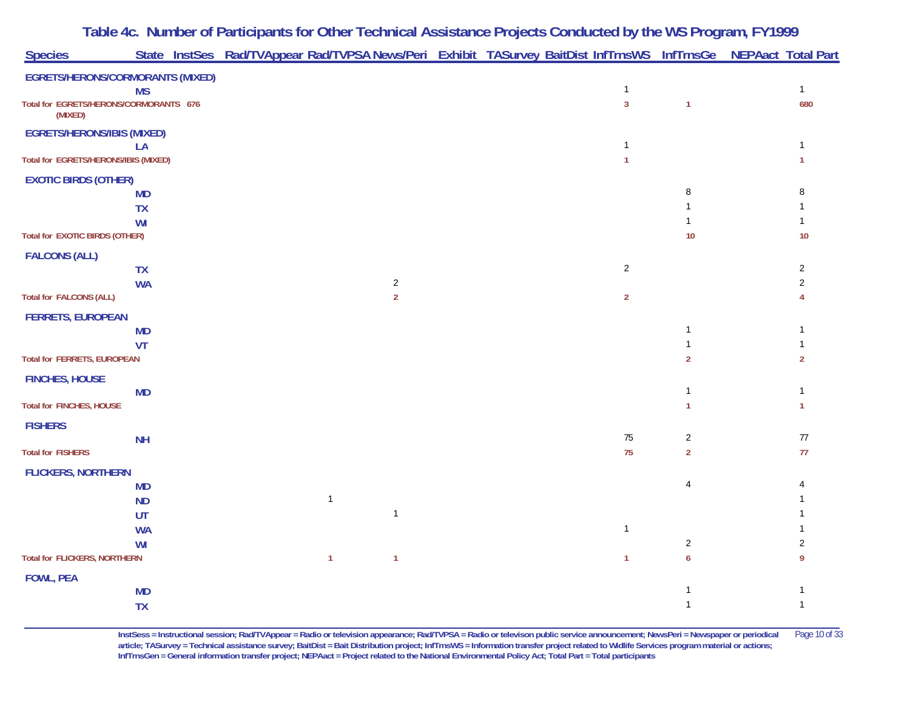# Table 4c. Number of Participants for Other Technical Assistance Projects Conducted by the WS Program, FY1999

| Species | State | InstSes | Rad/TVAppear | Rad/TVPSA | News/Peri | Exhibit | TASurvey | BaitDist | InfTrnsWS | InfTrnsGe | NEPAact | Total Part |
|---|---|---|---|---|---|---|---|---|---|---|---|---|
| **EGRETS/HERONS/CORMORANTS (MIXED)** | | | | | | | | | | | | |
| | MS | | | | | | | | 1 | | | 1 |
| **Total for EGRETS/HERONS/CORMORANTS (MIXED)** | | **676** | | | | | | | **3** | **1** | | **680** |
| **EGRETS/HERONS/IBIS (MIXED)** | | | | | | | | | | | | |
| | LA | | | | | | | | 1 | | | 1 |
| **Total for EGRETS/HERONS/IBIS (MIXED)** | | | | | | | | | **1** | | | **1** |
| **EXOTIC BIRDS (OTHER)** | | | | | | | | | | | | |
| | MD | | | | | | | | | 8 | | 8 |
| | TX | | | | | | | | | 1 | | 1 |
| | WI | | | | | | | | | 1 | | 1 |
| **Total for EXOTIC BIRDS (OTHER)** | | | | | | | | | | **10** | | **10** |
| **FALCONS (ALL)** | | | | | | | | | | | | |
| | TX | | | | | | | | 2 | | | 2 |
| | WA | | | | 2 | | | | | | | 2 |
| **Total for FALCONS (ALL)** | | | | | **2** | | | | **2** | | | **4** |
| **FERRETS, EUROPEAN** | | | | | | | | | | | | |
| | MD | | | | | | | | | 1 | | 1 |
| | VT | | | | | | | | | 1 | | 1 |
| **Total for FERRETS, EUROPEAN** | | | | | | | | | | **2** | | **2** |
| **FINCHES, HOUSE** | | | | | | | | | | | | |
| | MD | | | | | | | | | 1 | | 1 |
| **Total for FINCHES, HOUSE** | | | | | | | | | | **1** | | **1** |
| **FISHERS** | | | | | | | | | | | | |
| | NH | | | | | | | | 75 | 2 | | 77 |
| **Total for FISHERS** | | | | | | | | | **75** | **2** | | **77** |
| **FLICKERS, NORTHERN** | | | | | | | | | | | | |
| | MD | | | | | | | | | 4 | | 4 |
| | ND | | | 1 | | | | | | | | 1 |
| | UT | | | | 1 | | | | | | | 1 |
| | WA | | | | | | | | 1 | | | 1 |
| | WI | | | | | | | | | 2 | | 2 |
| **Total for FLICKERS, NORTHERN** | | | | **1** | **1** | | | | **1** | **6** | | **9** |
| **FOWL, PEA** | | | | | | | | | | | | |
| | MD | | | | | | | | | 1 | | 1 |
| | TX | | | | | | | | | 1 | | 1 |

InstSess = Instructional session; Rad/TVAppear = Radio or television appearance; Rad/TVPSA = Radio or televison public service announcement; NewsPeri = Newspaper or periodical article; TASurvey = Technical assistance survey; BaitDist = Bait Distribution project; InfTrnsWS = Information transfer project related to Widlife Services program material or actions; InfTrnsGen = General information transfer project; NEPAact = Project related to the National Environmental Policy Act; Total Part = Total participants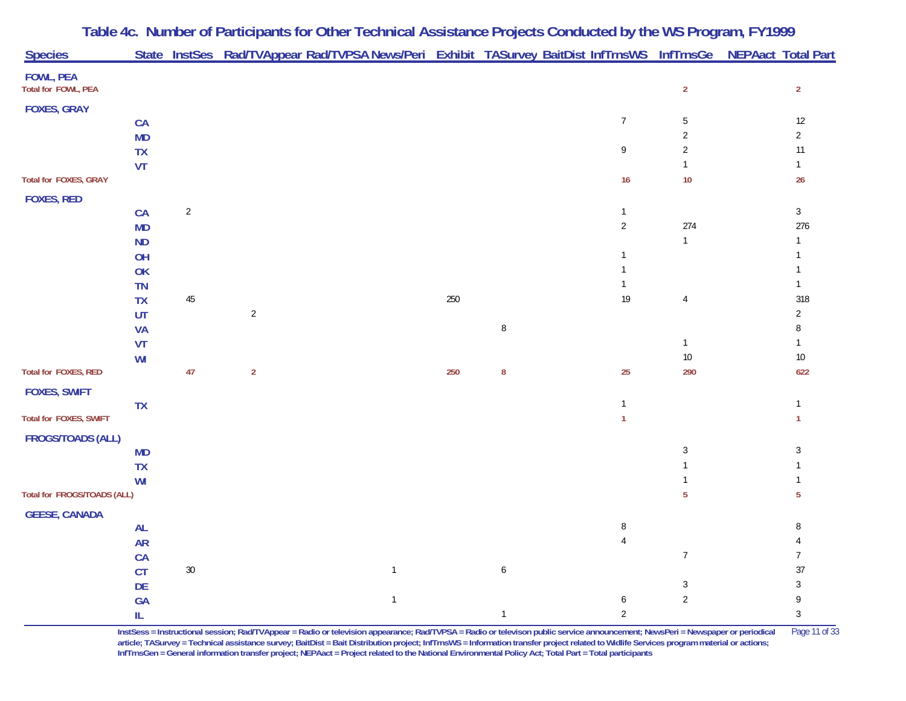# Table 4c. Number of Participants for Other Technical Assistance Projects Conducted by the WS Program, FY1999

| Species | State | InstSes | Rad/TVAppear | Rad/TVPSA | News/Peri | Exhibit | TASurvey | BaitDist | InfTrnsWS | InfTrnsGe | NEPAact | Total Part |
|---|---|---|---|---|---|---|---|---|---|---|---|---|
| **FOWL, PEA** | | | | | | | | | | | | |
| **Total for FOWL, PEA** | | | | | | | | | | **2** | | **2** |
| **FOXES, GRAY** | | | | | | | | | | | | |
| | CA | | | | | | | | 7 | 5 | | 12 |
| | MD | | | | | | | | | 2 | | 2 |
| | TX | | | | | | | | 9 | 2 | | 11 |
| | VT | | | | | | | | | 1 | | 1 |
| **Total for FOXES, GRAY** | | | | | | | | | **16** | **10** | | **26** |
| **FOXES, RED** | | | | | | | | | | | | |
| | CA | 2 | | | | | | | 1 | | | 3 |
| | MD | | | | | | | | 2 | 274 | | 276 |
| | ND | | | | | | | | | 1 | | 1 |
| | OH | | | | | | | | 1 | | | 1 |
| | OK | | | | | | | | 1 | | | 1 |
| | TN | | | | | | | | 1 | | | 1 |
| | TX | 45 | | | | 250 | | | 19 | 4 | | 318 |
| | UT | | 2 | | | | | | | | | 2 |
| | VA | | | | | | 8 | | | | | 8 |
| | VT | | | | | | | | | 1 | | 1 |
| | WI | | | | | | | | | 10 | | 10 |
| **Total for FOXES, RED** | | **47** | **2** | | | **250** | **8** | | **25** | **290** | | **622** |
| **FOXES, SWIFT** | | | | | | | | | | | | |
| | TX | | | | | | | | 1 | | | 1 |
| **Total for FOXES, SWIFT** | | | | | | | | | **1** | | | **1** |
| **FROGS/TOADS (ALL)** | | | | | | | | | | | | |
| | MD | | | | | | | | | 3 | | 3 |
| | TX | | | | | | | | | 1 | | 1 |
| | WI | | | | | | | | | 1 | | 1 |
| **Total for FROGS/TOADS (ALL)** | | | | | | | | | | **5** | | **5** |
| **GEESE, CANADA** | | | | | | | | | | | | |
| | AL | | | | | | | | 8 | | | 8 |
| | AR | | | | | | | | 4 | | | 4 |
| | CA | | | | | | | | | 7 | | 7 |
| | CT | 30 | | | 1 | | 6 | | | | | 37 |
| | DE | | | | | | | | | 3 | | 3 |
| | GA | | | | 1 | | | | 6 | 2 | | 9 |
| | IL | | | | | | 1 | | 2 | | | 3 |

InstSess = Instructional session; Rad/TVAppear = Radio or television appearance; Rad/TVPSA = Radio or televison public service announcement; NewsPeri = Newspaper or periodical article; TASurvey = Technical assistance survey; BaitDist = Bait Distribution project; InfTrnsWS = Information transfer project related to Widlife Services program material or actions; InfTrnsGen = General information transfer project; NEPAact = Project related to the National Environmental Policy Act; Total Part = Total participants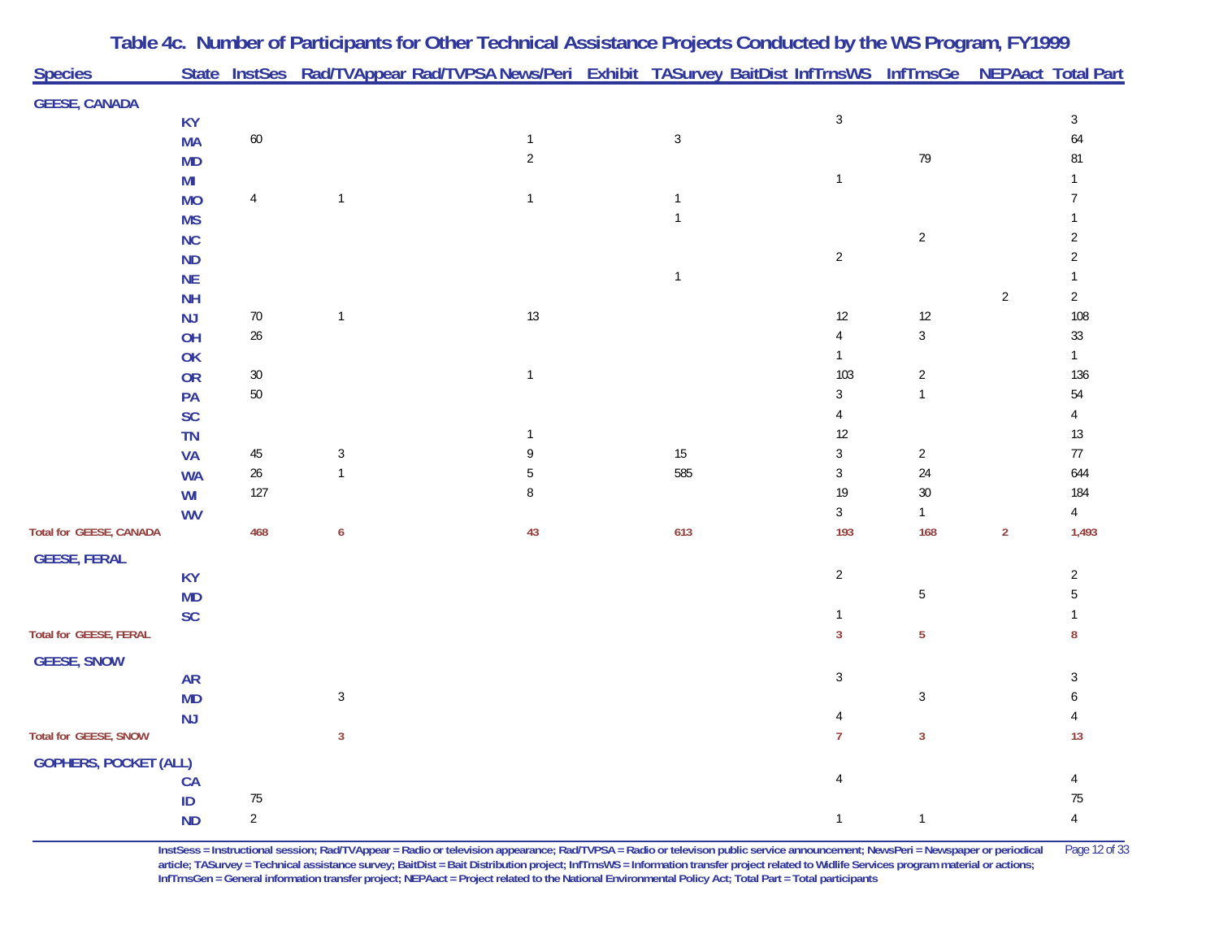# Table 4c. Number of Participants for Other Technical Assistance Projects Conducted by the WS Program, FY1999

| Species | State | InstSes | Rad/TVAppear | Rad/TVPSA | News/Peri | Exhibit | TASurvey | BaitDist | InfTrnsWS | InfTrnsGe | NEPAact | Total Part |
|---|---|---|---|---|---|---|---|---|---|---|---|---|
| **GEESE, CANADA** | | | | | | | | | | | | |
| | KY | | | | | | | | 3 | | | 3 |
| | MA | 60 | | | 1 | | 3 | | | | | 64 |
| | MD | | | | 2 | | | | | 79 | | 81 |
| | MI | | | | | | | | 1 | | | 1 |
| | MO | 4 | 1 | | 1 | | 1 | | | | | 7 |
| | MS | | | | | | 1 | | | | | 1 |
| | NC | | | | | | | | | 2 | | 2 |
| | ND | | | | | | | | 2 | | | 2 |
| | NE | | | | | | 1 | | | | | 1 |
| | NH | | | | | | | | | | 2 | 2 |
| | NJ | 70 | 1 | | 13 | | | | 12 | 12 | | 108 |
| | OH | 26 | | | | | | | 4 | 3 | | 33 |
| | OK | | | | | | | | 1 | | | 1 |
| | OR | 30 | | | 1 | | | | 103 | 2 | | 136 |
| | PA | 50 | | | | | | | 3 | 1 | | 54 |
| | SC | | | | | | | | 4 | | | 4 |
| | TN | | | | 1 | | | | 12 | | | 13 |
| | VA | 45 | 3 | | 9 | | 15 | | 3 | 2 | | 77 |
| | WA | 26 | 1 | | 5 | | 585 | | 3 | 24 | | 644 |
| | WI | 127 | | | 8 | | | | 19 | 30 | | 184 |
| | WV | | | | | | | | 3 | 1 | | 4 |
| **Total for GEESE, CANADA** | | **468** | **6** | | **43** | | **613** | | **193** | **168** | **2** | **1,493** |
| **GEESE, FERAL** | | | | | | | | | | | | |
| | KY | | | | | | | | 2 | | | 2 |
| | MD | | | | | | | | | 5 | | 5 |
| | SC | | | | | | | | 1 | | | 1 |
| **Total for GEESE, FERAL** | | | | | | | | | **3** | **5** | | **8** |
| **GEESE, SNOW** | | | | | | | | | | | | |
| | AR | | | | | | | | 3 | | | 3 |
| | MD | | 3 | | | | | | | 3 | | 6 |
| | NJ | | | | | | | | 4 | | | 4 |
| **Total for GEESE, SNOW** | | | **3** | | | | | | **7** | **3** | | **13** |
| **GOPHERS, POCKET (ALL)** | | | | | | | | | | | | |
| | CA | | | | | | | | 4 | | | 4 |
| | ID | 75 | | | | | | | | | | 75 |
| | ND | 2 | | | | | | | 1 | 1 | | 4 |

InstSess = Instructional session; Rad/TVAppear = Radio or television appearance; Rad/TVPSA = Radio or televison public service announcement; NewsPeri = Newspaper or periodical article; TASurvey = Technical assistance survey; BaitDist = Bait Distribution project; InfTrnsWS = Information transfer project related to Widlife Services program material or actions; InfTrnsGen = General information transfer project; NEPAact = Project related to the National Environmental Policy Act; Total Part = Total participants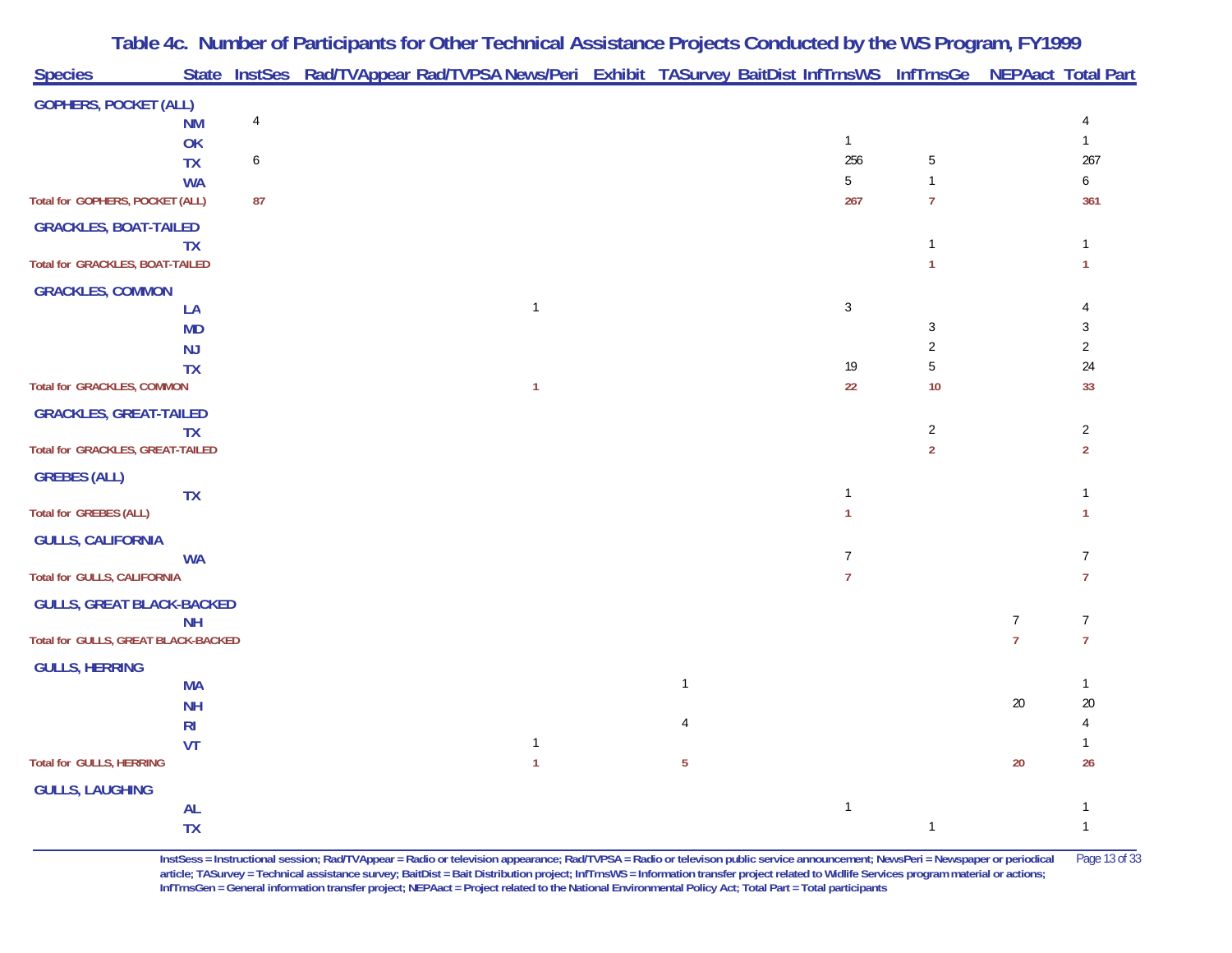# Table 4c. Number of Participants for Other Technical Assistance Projects Conducted by the WS Program, FY1999

| Species | State | InstSes | Rad/TVAppear | Rad/TVPSA | News/Peri | Exhibit | TASurvey | BaitDist | InfTrnsWS | InfTrnsGe | NEPAact | Total Part |
|---|---|---|---|---|---|---|---|---|---|---|---|---|
| **GOPHERS, POCKET (ALL)** | | | | | | | | | | | | |
| | NM | 4 | | | | | | | | | | 4 |
| | OK | | | | | | | | 1 | | | 1 |
| | TX | 6 | | | | | | | 256 | 5 | | 267 |
| | WA | | | | | | | | 5 | 1 | | 6 |
| **Total for GOPHERS, POCKET (ALL)** | | **87** | | | | | | | **267** | **7** | | **361** |
| **GRACKLES, BOAT-TAILED** | | | | | | | | | | | | |
| | TX | | | | | | | | | 1 | | 1 |
| **Total for GRACKLES, BOAT-TAILED** | | | | | | | | | | **1** | | **1** |
| **GRACKLES, COMMON** | | | | | | | | | | | | |
| | LA | | | | 1 | | | | 3 | | | 4 |
| | MD | | | | | | | | | 3 | | 3 |
| | NJ | | | | | | | | | 2 | | 2 |
| | TX | | | | | | | | 19 | 5 | | 24 |
| **Total for GRACKLES, COMMON** | | | | | **1** | | | | **22** | **10** | | **33** |
| **GRACKLES, GREAT-TAILED** | | | | | | | | | | | | |
| | TX | | | | | | | | | 2 | | 2 |
| **Total for GRACKLES, GREAT-TAILED** | | | | | | | | | | **2** | | **2** |
| **GREBES (ALL)** | | | | | | | | | | | | |
| | TX | | | | | | | | 1 | | | 1 |
| **Total for GREBES (ALL)** | | | | | | | | | **1** | | | **1** |
| **GULLS, CALIFORNIA** | | | | | | | | | | | | |
| | WA | | | | | | | | 7 | | | 7 |
| **Total for GULLS, CALIFORNIA** | | | | | | | | | **7** | | | **7** |
| **GULLS, GREAT BLACK-BACKED** | | | | | | | | | | | | |
| | NH | | | | | | | | | | 7 | 7 |
| **Total for GULLS, GREAT BLACK-BACKED** | | | | | | | | | | | **7** | **7** |
| **GULLS, HERRING** | | | | | | | | | | | | |
| | MA | | | | | | 1 | | | | | 1 |
| | NH | | | | | | | | | | 20 | 20 |
| | RI | | | | | | 4 | | | | | 4 |
| | VT | | | | 1 | | | | | | | 1 |
| **Total for GULLS, HERRING** | | | | | **1** | | **5** | | | | **20** | **26** |
| **GULLS, LAUGHING** | | | | | | | | | | | | |
| | AL | | | | | | | | 1 | | | 1 |
| | TX | | | | | | | | | 1 | | 1 |

InstSess = Instructional session; Rad/TVAppear = Radio or television appearance; Rad/TVPSA = Radio or televison public service announcement; NewsPeri = Newspaper or periodical article; TASurvey = Technical assistance survey; BaitDist = Bait Distribution project; InfTrnsWS = Information transfer project related to Widlife Services program material or actions; InfTrnsGen = General information transfer project; NEPAact = Project related to the National Environmental Policy Act; Total Part = Total participants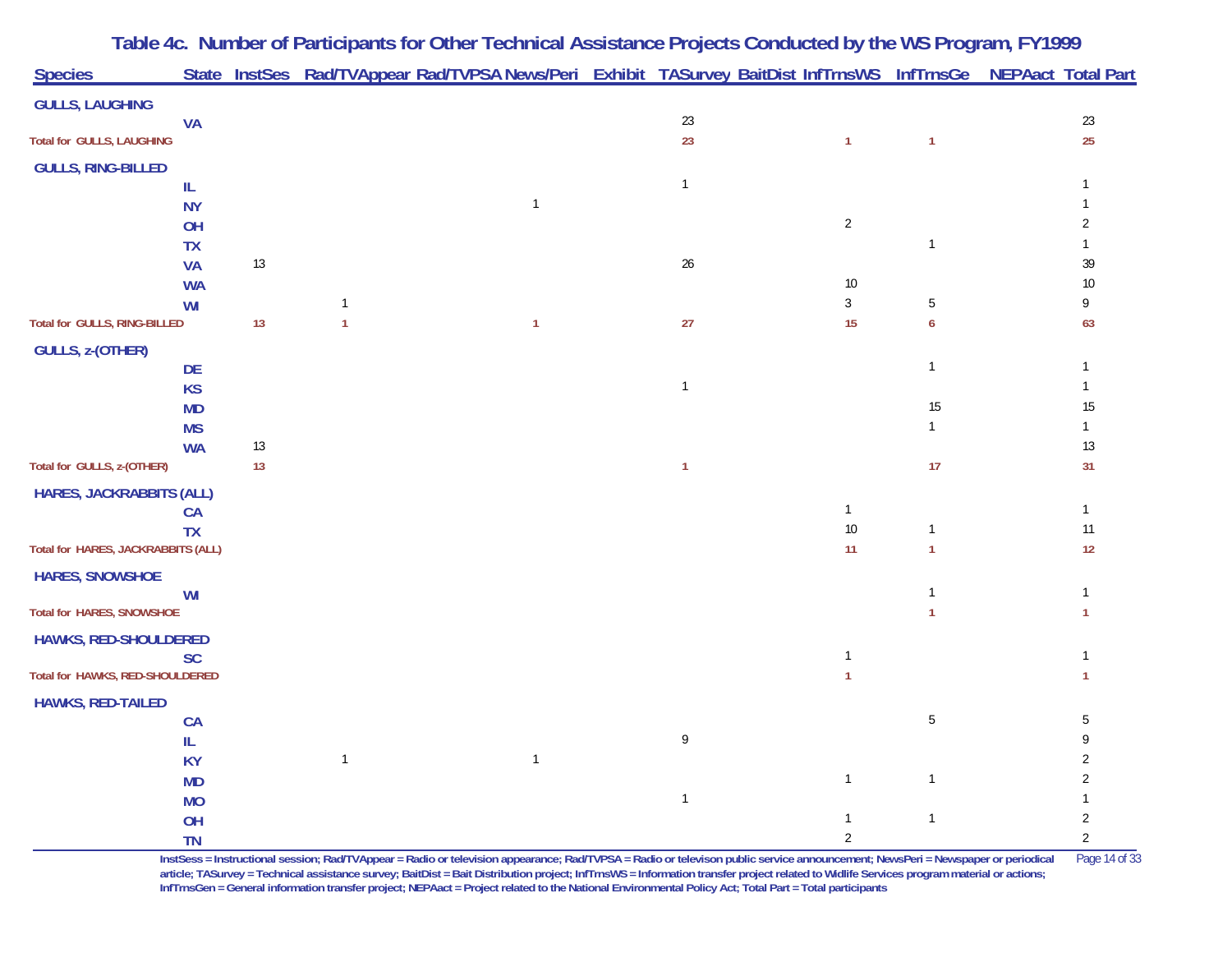## Table 4c. Number of Participants for Other Technical Assistance Projects Conducted by the WS Program, FY1999

| Species | State | InstSes | Rad/TVAppear | Rad/TVPSA | News/Peri | Exhibit | TASurvey | BaitDist | InfTrnsWS | InfTrnsGe | NEPAact | Total Part |
|---|---|---|---|---|---|---|---|---|---|---|---|---|
| **GULLS, LAUGHING** | | | | | | | | | | | | |
| | VA | | | | | | 23 | | | | | 23 |
| **Total for GULLS, LAUGHING** | | | | | | | 23 | | 1 | 1 | | 25 |
| **GULLS, RING-BILLED** | | | | | | | | | | | | |
| | IL | | | | | | 1 | | | | | 1 |
| | NY | | | | 1 | | | | | | | 1 |
| | OH | | | | | | | | 2 | | | 2 |
| | TX | | | | | | | | | 1 | | 1 |
| | VA | 13 | | | | | 26 | | | | | 39 |
| | WA | | | | | | | | 10 | | | 10 |
| | WI | | 1 | | | | | | 3 | 5 | | 9 |
| **Total for GULLS, RING-BILLED** | | 13 | 1 | | 1 | | 27 | | 15 | 6 | | 63 |
| **GULLS, z-(OTHER)** | | | | | | | | | | | | |
| | DE | | | | | | | | | 1 | | 1 |
| | KS | | | | | | 1 | | | | | 1 |
| | MD | | | | | | | | | 15 | | 15 |
| | MS | | | | | | | | | 1 | | 1 |
| | WA | 13 | | | | | | | | | | 13 |
| **Total for GULLS, z-(OTHER)** | | 13 | | | | | 1 | | | 17 | | 31 |
| **HARES, JACKRABBITS (ALL)** | | | | | | | | | | | | |
| | CA | | | | | | | | 1 | | | 1 |
| | TX | | | | | | | | 10 | 1 | | 11 |
| **Total for HARES, JACKRABBITS (ALL)** | | | | | | | | | 11 | 1 | | 12 |
| **HARES, SNOWSHOE** | | | | | | | | | | | | |
| | WI | | | | | | | | | 1 | | 1 |
| **Total for HARES, SNOWSHOE** | | | | | | | | | | 1 | | 1 |
| **HAWKS, RED-SHOULDERED** | | | | | | | | | | | | |
| | SC | | | | | | | | 1 | | | 1 |
| **Total for HAWKS, RED-SHOULDERED** | | | | | | | | | 1 | | | 1 |
| **HAWKS, RED-TAILED** | | | | | | | | | | | | |
| | CA | | | | | | | | | 5 | | 5 |
| | IL | | | | | | 9 | | | | | 9 |
| | KY | | 1 | | 1 | | | | | | | 2 |
| | MD | | | | | | | | 1 | 1 | | 2 |
| | MO | | | | | | 1 | | | | | 1 |
| | OH | | | | | | | | 1 | 1 | | 2 |
| | TN | | | | | | | | 2 | | | 2 |

InstSess = Instructional session; Rad/TVAppear = Radio or television appearance; Rad/TVPSA = Radio or televison public service announcement; NewsPeri = Newspaper or periodical article; TASurvey = Technical assistance survey; BaitDist = Bait Distribution project; InfTrnsWS = Information transfer project related to Widlife Services program material or actions; InfTrnsGen = General information transfer project; NEPAact = Project related to the National Environmental Policy Act; Total Part = Total participants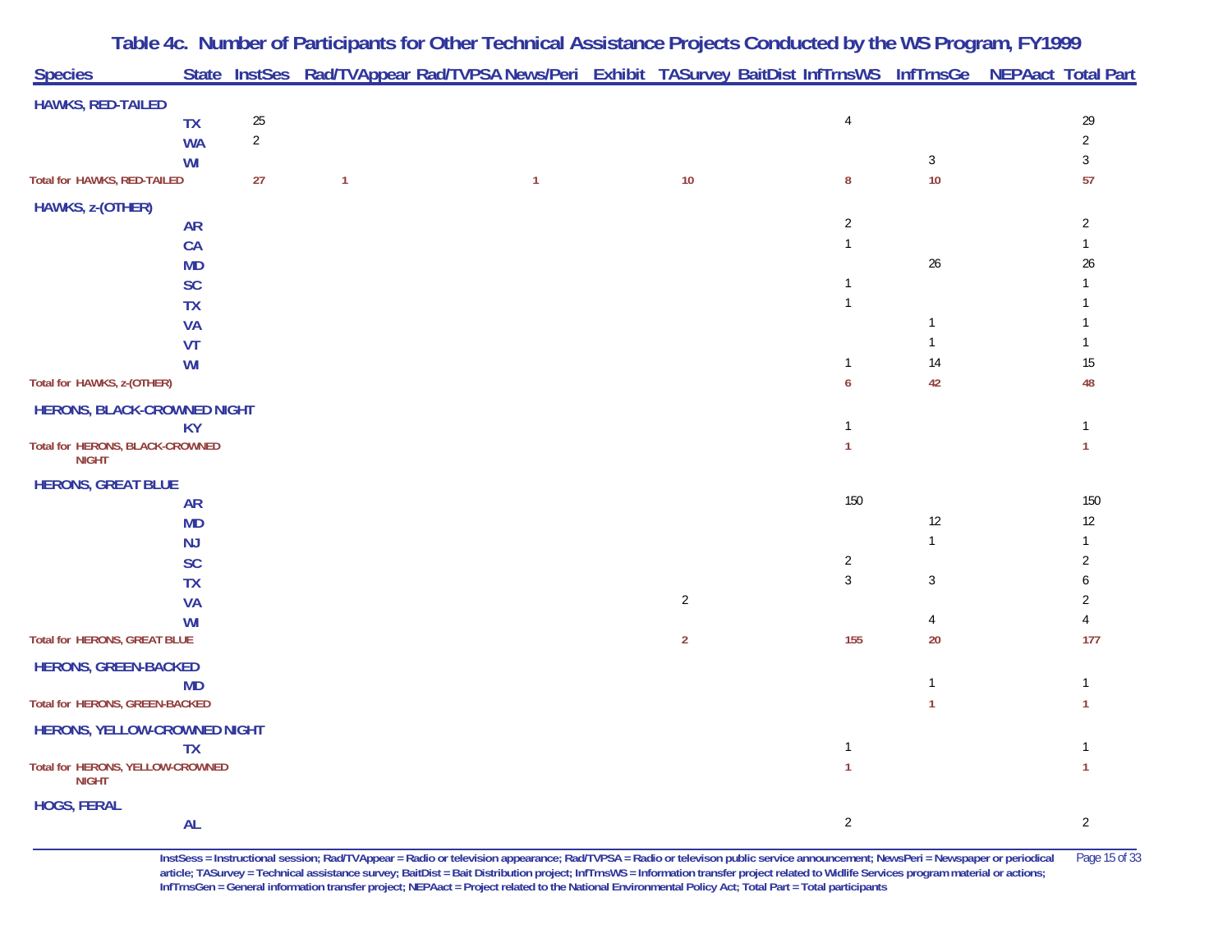# Table 4c. Number of Participants for Other Technical Assistance Projects Conducted by the WS Program, FY1999

| Species | State | InstSes | Rad/TVAppear | Rad/TVPSA | News/Peri | Exhibit | TASurvey | BaitDist | InfTrnsWS | InfTrnsGe | NEPAact | Total Part |
|---|---|---|---|---|---|---|---|---|---|---|---|---|
| **HAWKS, RED-TAILED** | | | | | | | | | | | | |
| | TX | 25 | | | | | | | 4 | | | 29 |
| | WA | 2 | | | | | | | | | | 2 |
| | WI | | | | | | | | | 3 | | 3 |
| **Total for HAWKS, RED-TAILED** | | **27** | **1** | | **1** | | **10** | | **8** | **10** | | **57** |
| **HAWKS, z-(OTHER)** | | | | | | | | | | | | |
| | AR | | | | | | | | 2 | | | 2 |
| | CA | | | | | | | | 1 | | | 1 |
| | MD | | | | | | | | | 26 | | 26 |
| | SC | | | | | | | | 1 | | | 1 |
| | TX | | | | | | | | 1 | | | 1 |
| | VA | | | | | | | | | 1 | | 1 |
| | VT | | | | | | | | | 1 | | 1 |
| | WI | | | | | | | | 1 | 14 | | 15 |
| **Total for HAWKS, z-(OTHER)** | | | | | | | | | **6** | **42** | | **48** |
| **HERONS, BLACK-CROWNED NIGHT** | | | | | | | | | | | | |
| | KY | | | | | | | | 1 | | | 1 |
| **Total for HERONS, BLACK-CROWNED NIGHT** | | | | | | | | | **1** | | | **1** |
| **HERONS, GREAT BLUE** | | | | | | | | | | | | |
| | AR | | | | | | | | 150 | | | 150 |
| | MD | | | | | | | | | 12 | | 12 |
| | NJ | | | | | | | | | 1 | | 1 |
| | SC | | | | | | | | 2 | | | 2 |
| | TX | | | | | | | | 3 | 3 | | 6 |
| | VA | | | | | | 2 | | | | | 2 |
| | WI | | | | | | | | | 4 | | 4 |
| **Total for HERONS, GREAT BLUE** | | | | | | | **2** | | **155** | **20** | | **177** |
| **HERONS, GREEN-BACKED** | | | | | | | | | | | | |
| | MD | | | | | | | | | 1 | | 1 |
| **Total for HERONS, GREEN-BACKED** | | | | | | | | | | **1** | | **1** |
| **HERONS, YELLOW-CROWNED NIGHT** | | | | | | | | | | | | |
| | TX | | | | | | | | 1 | | | 1 |
| **Total for HERONS, YELLOW-CROWNED NIGHT** | | | | | | | | | **1** | | | **1** |
| **HOGS, FERAL** | | | | | | | | | | | | |
| | AL | | | | | | | | 2 | | | 2 |

InstSess = Instructional session; Rad/TVAppear = Radio or television appearance; Rad/TVPSA = Radio or televison public service announcement; NewsPeri = Newspaper or periodical article; TASurvey = Technical assistance survey; BaitDist = Bait Distribution project; InfTrnsWS = Information transfer project related to Widlife Services program material or actions; InfTrnsGen = General information transfer project; NEPAact = Project related to the National Environmental Policy Act; Total Part = Total participants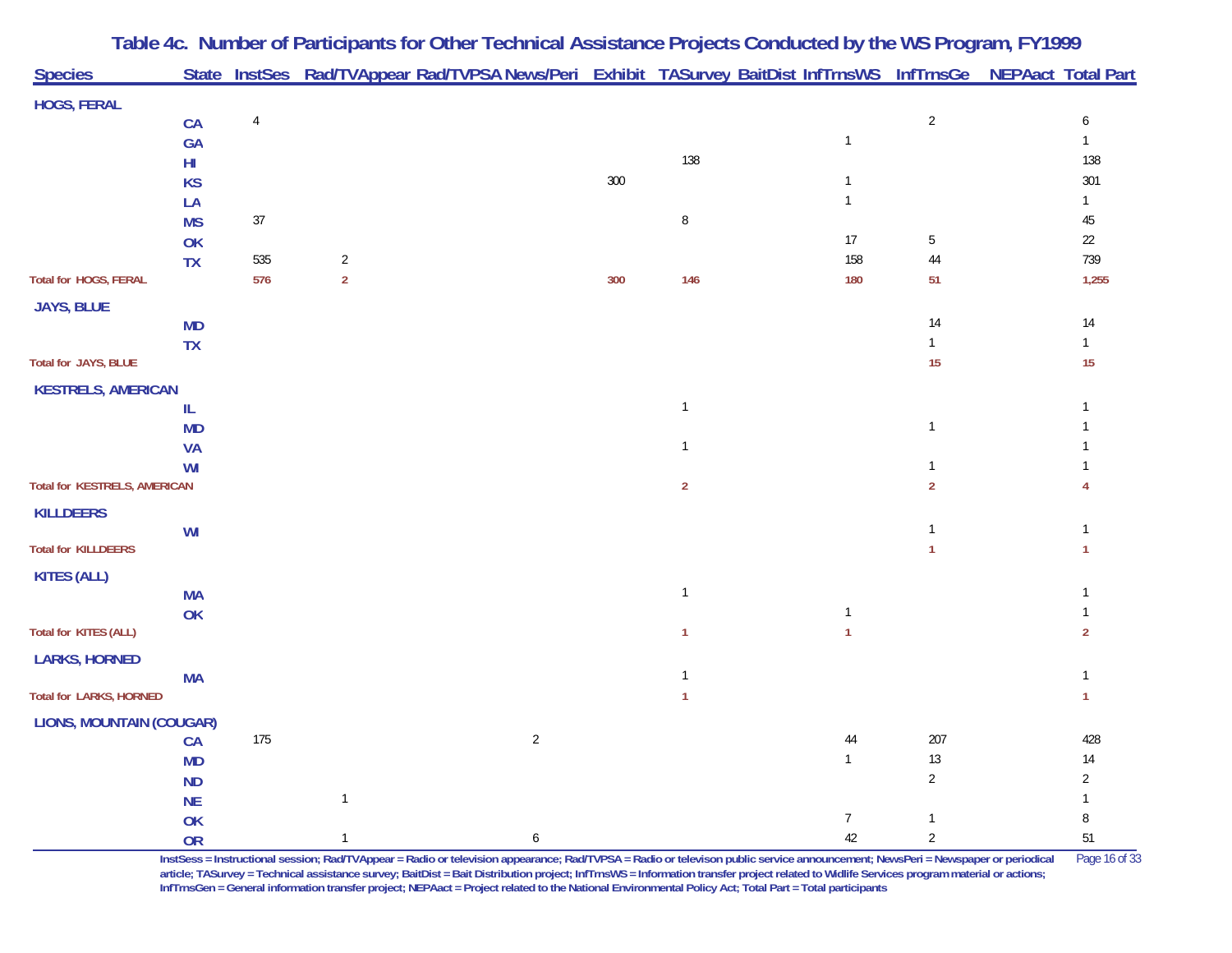# Table 4c. Number of Participants for Other Technical Assistance Projects Conducted by the WS Program, FY1999

| Species | State | InstSes | Rad/TVAppear | Rad/TVPSA | News/Peri | Exhibit | TASurvey | BaitDist | InfTrnsWS | InfTrnsGe | NEPAact | Total Part |
|---|---|---|---|---|---|---|---|---|---|---|---|---|
| **HOGS, FERAL** | | | | | | | | | | | | |
| | CA | 4 | | | | | | | | 2 | | 6 |
| | GA | | | | | | | | 1 | | | 1 |
| | HI | | | | | | 138 | | | | | 138 |
| | KS | | | | | 300 | | | 1 | | | 301 |
| | LA | | | | | | | | 1 | | | 1 |
| | MS | 37 | | | | | 8 | | | | | 45 |
| | OK | | | | | | | | 17 | 5 | | 22 |
| | TX | 535 | 2 | | | | | | 158 | 44 | | 739 |
| **Total for HOGS, FERAL** | | **576** | **2** | | | **300** | **146** | | **180** | **51** | | **1,255** |
| **JAYS, BLUE** | | | | | | | | | | | | |
| | MD | | | | | | | | | 14 | | 14 |
| | TX | | | | | | | | | 1 | | 1 |
| **Total for JAYS, BLUE** | | | | | | | | | | **15** | | **15** |
| **KESTRELS, AMERICAN** | | | | | | | | | | | | |
| | IL | | | | | | 1 | | | | | 1 |
| | MD | | | | | | | | | 1 | | 1 |
| | VA | | | | | | 1 | | | | | 1 |
| | WI | | | | | | | | | 1 | | 1 |
| **Total for KESTRELS, AMERICAN** | | | | | | | **2** | | | **2** | | **4** |
| **KILLDEERS** | | | | | | | | | | | | |
| | WI | | | | | | | | | 1 | | 1 |
| **Total for KILLDEERS** | | | | | | | | | | **1** | | **1** |
| **KITES (ALL)** | | | | | | | | | | | | |
| | MA | | | | | | 1 | | | | | 1 |
| | OK | | | | | | | | 1 | | | 1 |
| **Total for KITES (ALL)** | | | | | | | **1** | | **1** | | | **2** |
| **LARKS, HORNED** | | | | | | | | | | | | |
| | MA | | | | | | 1 | | | | | 1 |
| **Total for LARKS, HORNED** | | | | | | | **1** | | | | | **1** |
| **LIONS, MOUNTAIN (COUGAR)** | | | | | | | | | | | | |
| | CA | 175 | | | 2 | | | | 44 | 207 | | 428 |
| | MD | | | | | | | | 1 | 13 | | 14 |
| | ND | | | | | | | | | 2 | | 2 |
| | NE | | 1 | | | | | | | | | 1 |
| | OK | | | | | | | | 7 | 1 | | 8 |
| | OR | | 1 | | 6 | | | | 42 | 2 | | 51 |

InstSess = Instructional session; Rad/TVAppear = Radio or television appearance; Rad/TVPSA = Radio or televison public service announcement; NewsPeri = Newspaper or periodical article; TASurvey = Technical assistance survey; BaitDist = Bait Distribution project; InfTrnsWS = Information transfer project related to Widlife Services program material or actions; InfTrnsGen = General information transfer project; NEPAact = Project related to the National Environmental Policy Act; Total Part = Total participants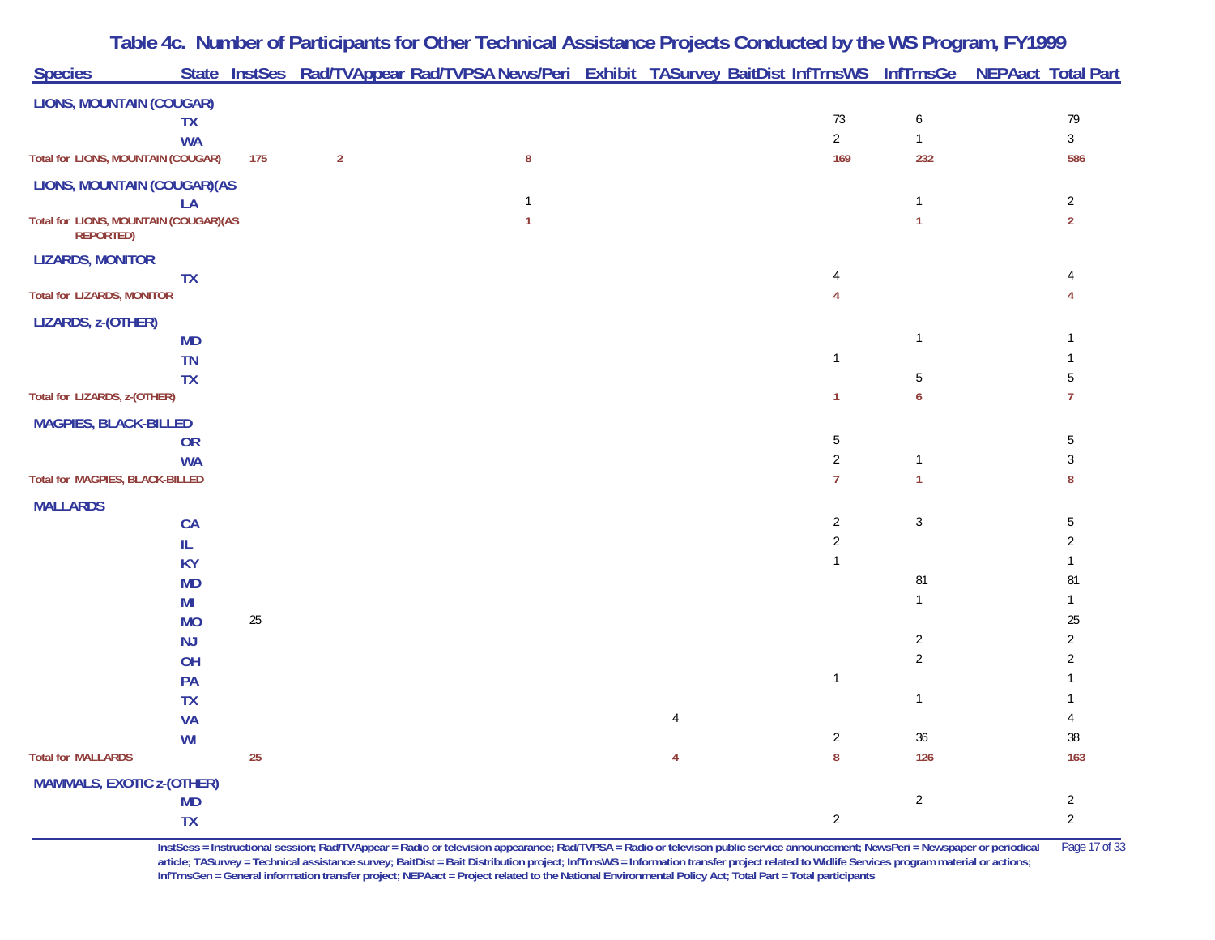# Table 4c. Number of Participants for Other Technical Assistance Projects Conducted by the WS Program, FY1999

| Species | State | InstSes | Rad/TVAppear | Rad/TVPSA | News/Peri | Exhibit | TASurvey | BaitDist | InfTrnsWS | InfTrnsGe | NEPAact | Total Part |
|---|---|---|---|---|---|---|---|---|---|---|---|---|
| **LIONS, MOUNTAIN (COUGAR)** | | | | | | | | | | | | |
| | TX | | | | | | | | 73 | 6 | | 79 |
| | WA | | | | | | | | 2 | 1 | | 3 |
| **Total for LIONS, MOUNTAIN (COUGAR)** | | **175** | **2** | | **8** | | | | **169** | **232** | | **586** |
| **LIONS, MOUNTAIN (COUGAR)(AS** | | | | | | | | | | | | |
| | LA | | | | 1 | | | | | 1 | | 2 |
| **Total for LIONS, MOUNTAIN (COUGAR)(AS REPORTED)** | | | | | **1** | | | | | **1** | | **2** |
| **LIZARDS, MONITOR** | | | | | | | | | | | | |
| | TX | | | | | | | | 4 | | | 4 |
| **Total for LIZARDS, MONITOR** | | | | | | | | | **4** | | | **4** |
| **LIZARDS, z-(OTHER)** | | | | | | | | | | | | |
| | MD | | | | | | | | | 1 | | 1 |
| | TN | | | | | | | | 1 | | | 1 |
| | TX | | | | | | | | | 5 | | 5 |
| **Total for LIZARDS, z-(OTHER)** | | | | | | | | | **1** | **6** | | **7** |
| **MAGPIES, BLACK-BILLED** | | | | | | | | | | | | |
| | OR | | | | | | | | 5 | | | 5 |
| | WA | | | | | | | | 2 | 1 | | 3 |
| **Total for MAGPIES, BLACK-BILLED** | | | | | | | | | **7** | **1** | | **8** |
| **MALLARDS** | | | | | | | | | | | | |
| | CA | | | | | | | | 2 | 3 | | 5 |
| | IL | | | | | | | | 2 | | | 2 |
| | KY | | | | | | | | 1 | | | 1 |
| | MD | | | | | | | | | 81 | | 81 |
| | MI | | | | | | | | | 1 | | 1 |
| | MO | 25 | | | | | | | | | | 25 |
| | NJ | | | | | | | | | 2 | | 2 |
| | OH | | | | | | | | | 2 | | 2 |
| | PA | | | | | | | | 1 | | | 1 |
| | TX | | | | | | | | | 1 | | 1 |
| | VA | | | | | | 4 | | | | | 4 |
| | WI | | | | | | | | 2 | 36 | | 38 |
| **Total for MALLARDS** | | **25** | | | | | **4** | | **8** | **126** | | **163** |
| **MAMMALS, EXOTIC z-(OTHER)** | | | | | | | | | | | | |
| | MD | | | | | | | | | 2 | | 2 |
| | TX | | | | | | | | 2 | | | 2 |

InstSess = Instructional session; Rad/TVAppear = Radio or television appearance; Rad/TVPSA = Radio or televison public service announcement; NewsPeri = Newspaper or periodical article; TASurvey = Technical assistance survey; BaitDist = Bait Distribution project; InfTrnsWS = Information transfer project related to Widlife Services program material or actions; InfTrnsGen = General information transfer project; NEPAact = Project related to the National Environmental Policy Act; Total Part = Total participants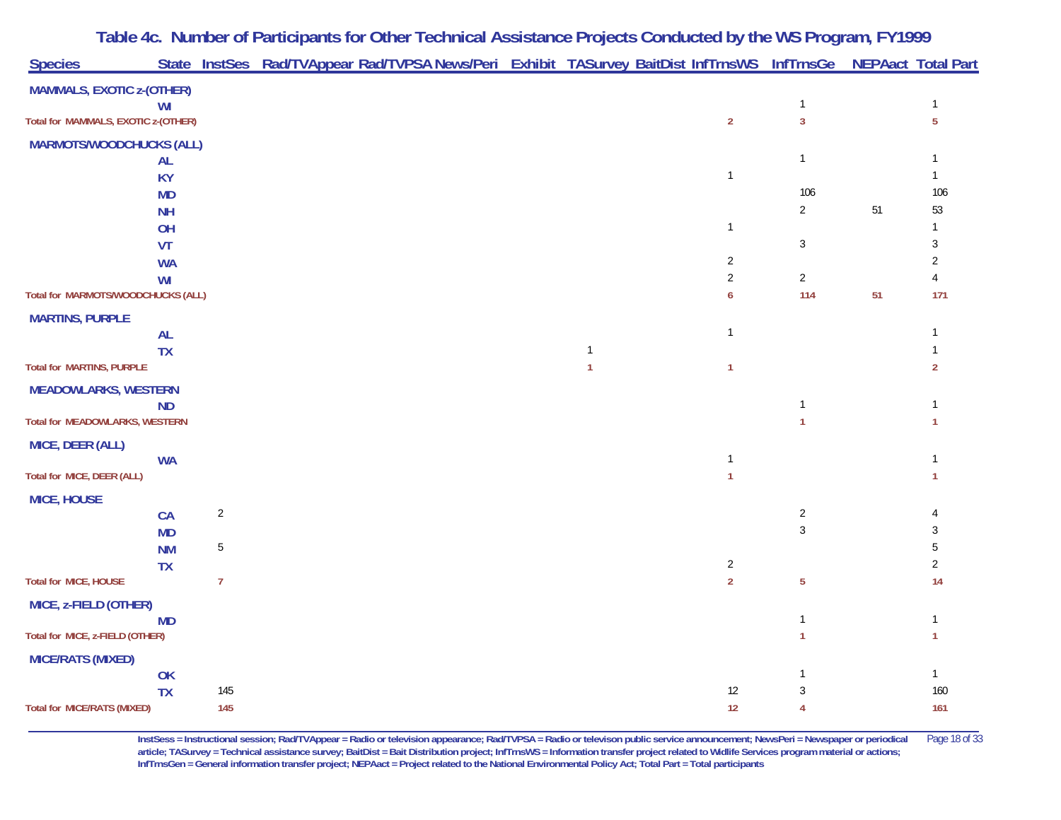## Table 4c. Number of Participants for Other Technical Assistance Projects Conducted by the WS Program, FY1999

| Species | State | InstSes | Rad/TVAppear | Rad/TVPSA | News/Peri | Exhibit | TASurvey | BaitDist | InfTrnsWS | InfTrnsGe | NEPAact | Total Part |
|---|---|---|---|---|---|---|---|---|---|---|---|---|
| **MAMMALS, EXOTIC z-(OTHER)** | | | | | | | | | | | | |
| | WI | | | | | | | | | 1 | | 1 |
| **Total for MAMMALS, EXOTIC z-(OTHER)** | | | | | | | | | **2** | **3** | | **5** |
| **MARMOTS/WOODCHUCKS (ALL)** | | | | | | | | | | | | |
| | AL | | | | | | | | | 1 | | 1 |
| | KY | | | | | | | | 1 | | | 1 |
| | MD | | | | | | | | | 106 | | 106 |
| | NH | | | | | | | | | 2 | 51 | 53 |
| | OH | | | | | | | | 1 | | | 1 |
| | VT | | | | | | | | | 3 | | 3 |
| | WA | | | | | | | | 2 | | | 2 |
| | WI | | | | | | | | 2 | 2 | | 4 |
| **Total for MARMOTS/WOODCHUCKS (ALL)** | | | | | | | | | **6** | **114** | **51** | **171** |
| **MARTINS, PURPLE** | | | | | | | | | | | | |
| | AL | | | | | | | | 1 | | | 1 |
| | TX | | | | | | 1 | | | | | 1 |
| **Total for MARTINS, PURPLE** | | | | | | | **1** | | **1** | | | **2** |
| **MEADOWLARKS, WESTERN** | | | | | | | | | | | | |
| | ND | | | | | | | | | 1 | | 1 |
| **Total for MEADOWLARKS, WESTERN** | | | | | | | | | | **1** | | **1** |
| **MICE, DEER (ALL)** | | | | | | | | | | | | |
| | WA | | | | | | | | 1 | | | 1 |
| **Total for MICE, DEER (ALL)** | | | | | | | | | **1** | | | **1** |
| **MICE, HOUSE** | | | | | | | | | | | | |
| | CA | 2 | | | | | | | | 2 | | 4 |
| | MD | | | | | | | | | 3 | | 3 |
| | NM | 5 | | | | | | | | | | 5 |
| | TX | | | | | | | | 2 | | | 2 |
| **Total for MICE, HOUSE** | | **7** | | | | | | | **2** | **5** | | **14** |
| **MICE, z-FIELD (OTHER)** | | | | | | | | | | | | |
| | MD | | | | | | | | | 1 | | 1 |
| **Total for MICE, z-FIELD (OTHER)** | | | | | | | | | | **1** | | **1** |
| **MICE/RATS (MIXED)** | | | | | | | | | | | | |
| | OK | | | | | | | | | 1 | | 1 |
| | TX | 145 | | | | | | | 12 | 3 | | 160 |
| **Total for MICE/RATS (MIXED)** | | **145** | | | | | | | **12** | **4** | | **161** |

InstSess = Instructional session; Rad/TVAppear = Radio or television appearance; Rad/TVPSA = Radio or televison public service announcement; NewsPeri = Newspaper or periodical article; TASurvey = Technical assistance survey; BaitDist = Bait Distribution project; InfTrnsWS = Information transfer project related to Widlife Services program material or actions; InfTrnsGen = General information transfer project; NEPAact = Project related to the National Environmental Policy Act; Total Part = Total participants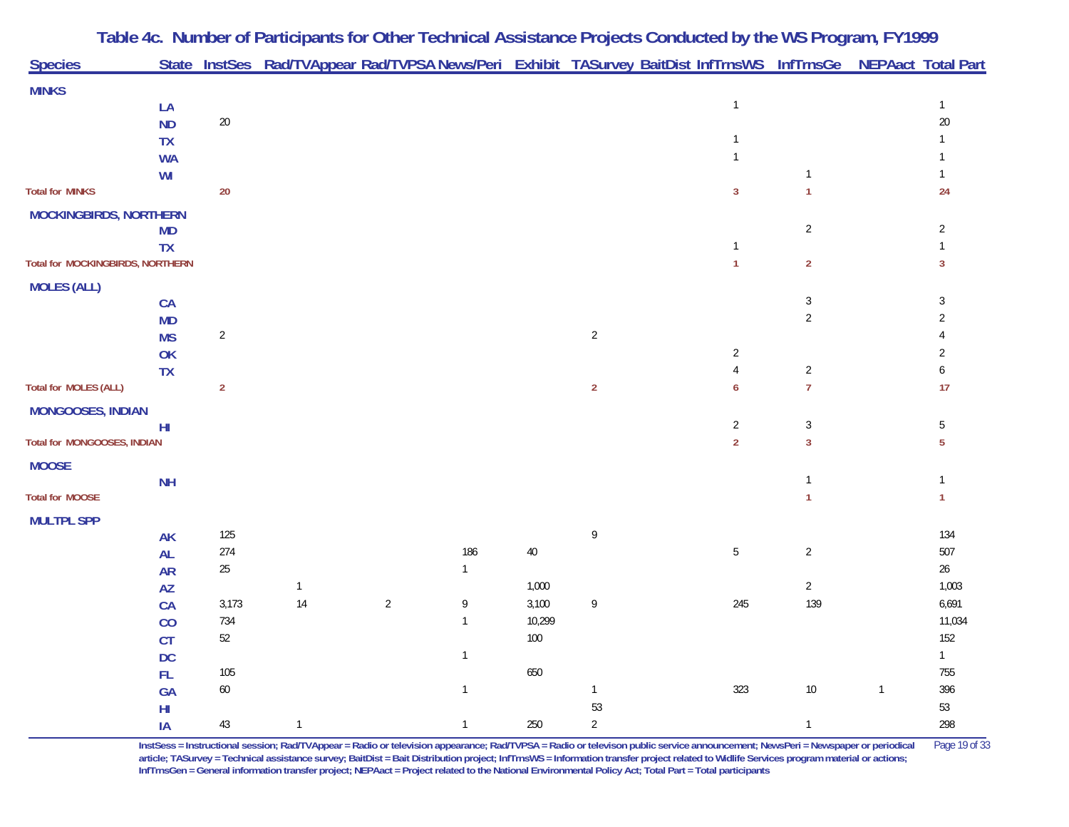# Table 4c. Number of Participants for Other Technical Assistance Projects Conducted by the WS Program, FY1999

| Species | State | InstSes | Rad/TVAppear | Rad/TVPSA | News/Peri | Exhibit | TASurvey | BaitDist | InfTrnsWS | InfTrnsGe | NEPAact | Total Part |
|---|---|---|---|---|---|---|---|---|---|---|---|---|
| **MINKS** | | | | | | | | | | | | |
| | LA | | | | | | | | 1 | | | 1 |
| | ND | 20 | | | | | | | | | | 20 |
| | TX | | | | | | | | 1 | | | 1 |
| | WA | | | | | | | | 1 | | | 1 |
| | WI | | | | | | | | | 1 | | 1 |
| **Total for MINKS** | | **20** | | | | | | | **3** | **1** | | **24** |
| **MOCKINGBIRDS, NORTHERN** | | | | | | | | | | | | |
| | MD | | | | | | | | | 2 | | 2 |
| | TX | | | | | | | | 1 | | | 1 |
| **Total for MOCKINGBIRDS, NORTHERN** | | | | | | | | | **1** | **2** | | **3** |
| **MOLES (ALL)** | | | | | | | | | | | | |
| | CA | | | | | | | | | 3 | | 3 |
| | MD | | | | | | | | | 2 | | 2 |
| | MS | 2 | | | | | 2 | | | | | 4 |
| | OK | | | | | | | | 2 | | | 2 |
| | TX | | | | | | | | 4 | 2 | | 6 |
| **Total for MOLES (ALL)** | | **2** | | | | | **2** | | **6** | **7** | | **17** |
| **MONGOOSES, INDIAN** | | | | | | | | | | | | |
| | HI | | | | | | | | 2 | 3 | | 5 |
| **Total for MONGOOSES, INDIAN** | | | | | | | | | **2** | **3** | | **5** |
| **MOOSE** | | | | | | | | | | | | |
| | NH | | | | | | | | | 1 | | 1 |
| **Total for MOOSE** | | | | | | | | | | **1** | | **1** |
| **MULTPL SPP** | | | | | | | | | | | | |
| | AK | 125 | | | | | 9 | | | | | 134 |
| | AL | 274 | | | 186 | 40 | | | 5 | 2 | | 507 |
| | AR | 25 | | | 1 | | | | | | | 26 |
| | AZ | | 1 | | | 1,000 | | | | 2 | | 1,003 |
| | CA | 3,173 | 14 | 2 | 9 | 3,100 | 9 | | 245 | 139 | | 6,691 |
| | CO | 734 | | | 1 | 10,299 | | | | | | 11,034 |
| | CT | 52 | | | | 100 | | | | | | 152 |
| | DC | | | | 1 | | | | | | | 1 |
| | FL | 105 | | | | 650 | | | | | | 755 |
| | GA | 60 | | | 1 | | 1 | | 323 | 10 | 1 | 396 |
| | HI | | | | | | 53 | | | | | 53 |
| | IA | 43 | 1 | | 1 | 250 | 2 | | | 1 | | 298 |

InstSess = Instructional session; Rad/TVAppear = Radio or television appearance; Rad/TVPSA = Radio or televison public service announcement; NewsPeri = Newspaper or periodical article; TASurvey = Technical assistance survey; BaitDist = Bait Distribution project; InfTrnsWS = Information transfer project related to Widlife Services program material or actions; InfTrnsGen = General information transfer project; NEPAact = Project related to the National Environmental Policy Act; Total Part = Total participants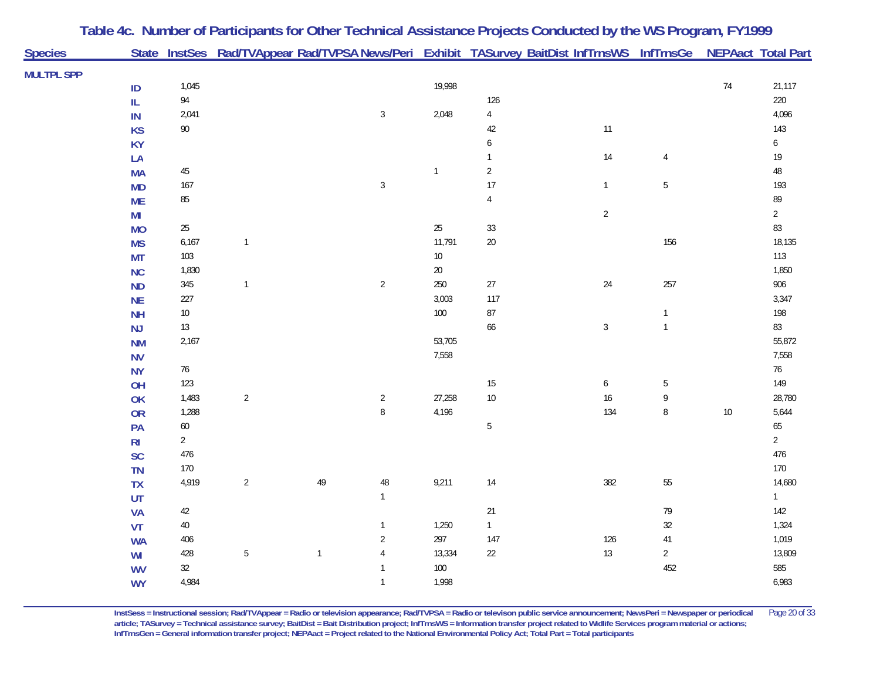# Table 4c. Number of Participants for Other Technical Assistance Projects Conducted by the WS Program, FY1999

| Species | State | InstSes | Rad/TVAppear | Rad/TVPSA | News/Peri | Exhibit | TASurvey | BaitDist | InfTrnsWS | InfTrnsGe | NEPAact | Total Part |
|---|---|---|---|---|---|---|---|---|---|---|---|---|
| MULTPL SPP | | | | | | | | | | | | |
| | ID | 1,045 | | | | 19,998 | | | | | 74 | 21,117 |
| | IL | 94 | | | | | 126 | | | | | 220 |
| | IN | 2,041 | | | 3 | 2,048 | 4 | | | | | 4,096 |
| | KS | 90 | | | | | 42 | | 11 | | | 143 |
| | KY | | | | | | 6 | | | | | 6 |
| | LA | | | | | | 1 | | 14 | 4 | | 19 |
| | MA | 45 | | | | 1 | 2 | | | | | 48 |
| | MD | 167 | | | 3 | | 17 | | 1 | 5 | | 193 |
| | ME | 85 | | | | | 4 | | | | | 89 |
| | MI | | | | | | | | 2 | | | 2 |
| | MO | 25 | | | | 25 | 33 | | | | | 83 |
| | MS | 6,167 | 1 | | | 11,791 | 20 | | | 156 | | 18,135 |
| | MT | 103 | | | | 10 | | | | | | 113 |
| | NC | 1,830 | | | | 20 | | | | | | 1,850 |
| | ND | 345 | 1 | | 2 | 250 | 27 | | 24 | 257 | | 906 |
| | NE | 227 | | | | 3,003 | 117 | | | | | 3,347 |
| | NH | 10 | | | | 100 | 87 | | | 1 | | 198 |
| | NJ | 13 | | | | | 66 | | 3 | 1 | | 83 |
| | NM | 2,167 | | | | 53,705 | | | | | | 55,872 |
| | NV | | | | | 7,558 | | | | | | 7,558 |
| | NY | 76 | | | | | | | | | | 76 |
| | OH | 123 | | | | | 15 | | 6 | 5 | | 149 |
| | OK | 1,483 | 2 | | 2 | 27,258 | 10 | | 16 | 9 | | 28,780 |
| | OR | 1,288 | | | 8 | 4,196 | | | 134 | 8 | 10 | 5,644 |
| | PA | 60 | | | | | 5 | | | | | 65 |
| | RI | 2 | | | | | | | | | | 2 |
| | SC | 476 | | | | | | | | | | 476 |
| | TN | 170 | | | | | | | | | | 170 |
| | TX | 4,919 | 2 | 49 | 48 | 9,211 | 14 | | 382 | 55 | | 14,680 |
| | UT | | | | 1 | | | | | | | 1 |
| | VA | 42 | | | | | 21 | | | 79 | | 142 |
| | VT | 40 | | | 1 | 1,250 | 1 | | | 32 | | 1,324 |
| | WA | 406 | | | 2 | 297 | 147 | | 126 | 41 | | 1,019 |
| | WI | 428 | 5 | 1 | 4 | 13,334 | 22 | | 13 | 2 | | 13,809 |
| | WV | 32 | | | 1 | 100 | | | | 452 | | 585 |
| | WY | 4,984 | | | 1 | 1,998 | | | | | | 6,983 |

InstSess = Instructional session; Rad/TVAppear = Radio or television appearance; Rad/TVPSA = Radio or televison public service announcement; NewsPeri = Newspaper or periodical article; TASurvey = Technical assistance survey; BaitDist = Bait Distribution project; InfTrnsWS = Information transfer project related to Widlife Services program material or actions; InfTrnsGen = General information transfer project; NEPAact = Project related to the National Environmental Policy Act; Total Part = Total participants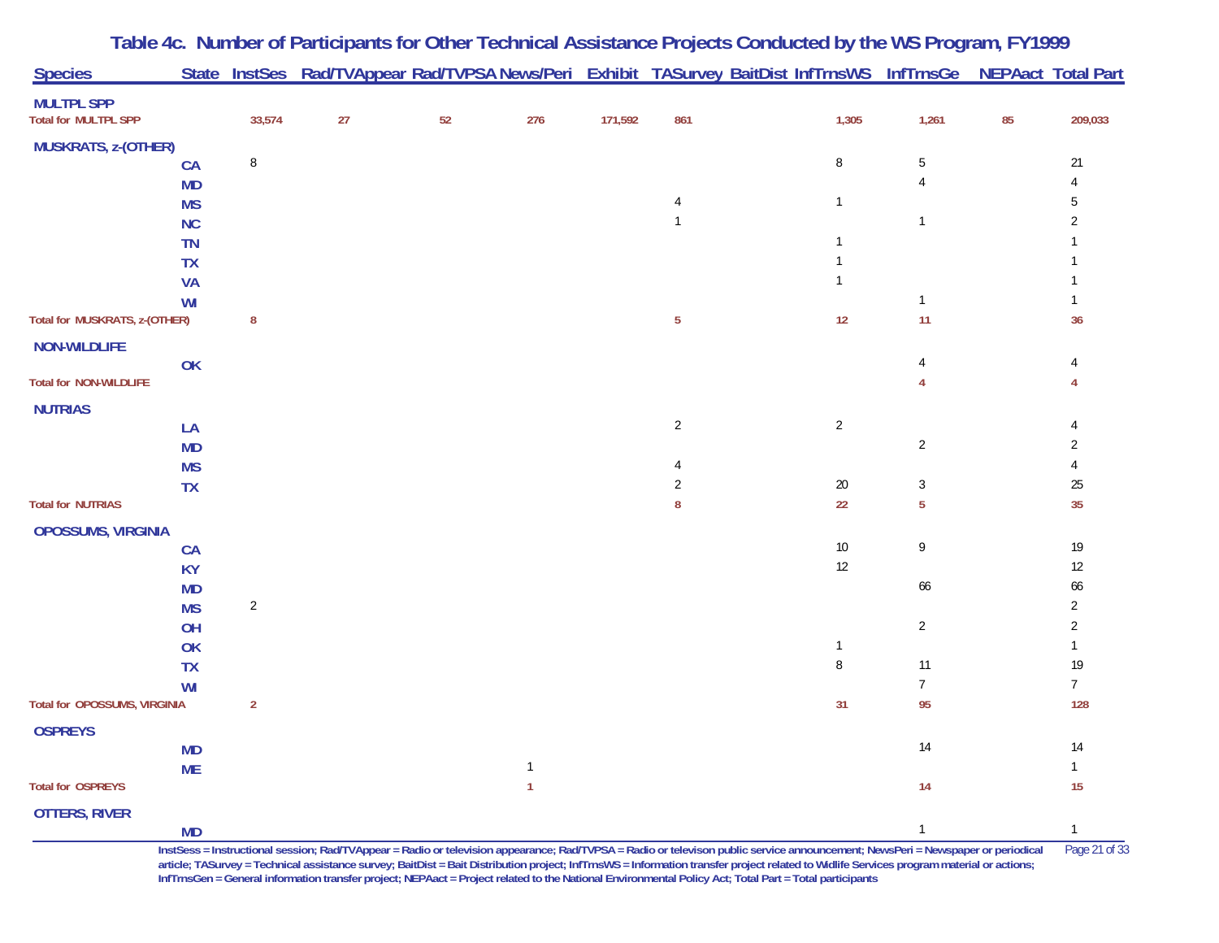# Table 4c. Number of Participants for Other Technical Assistance Projects Conducted by the WS Program, FY1999

| Species | State | InstSes | Rad/TVAppear | Rad/TVPSA | News/Peri | Exhibit | TASurvey | BaitDist | InfTrnsWS | InfTrnsGe | NEPAact | Total Part |
|---|---|---|---|---|---|---|---|---|---|---|---|---|
| **MULTPL SPP** | | | | | | | | | | | | |
| **Total for MULTPL SPP** | | **33,574** | **27** | **52** | **276** | **171,592** | **861** | | **1,305** | **1,261** | **85** | **209,033** |
| **MUSKRATS, z-(OTHER)** | | | | | | | | | | | | |
| | CA | 8 | | | | | | | 8 | 5 | | 21 |
| | MD | | | | | | | | | 4 | | 4 |
| | MS | | | | | | 4 | | 1 | | | 5 |
| | NC | | | | | | 1 | | | 1 | | 2 |
| | TN | | | | | | | | 1 | | | 1 |
| | TX | | | | | | | | 1 | | | 1 |
| | VA | | | | | | | | 1 | | | 1 |
| | WI | | | | | | | | | 1 | | 1 |
| **Total for MUSKRATS, z-(OTHER)** | | **8** | | | | | **5** | | **12** | **11** | | **36** |
| **NON-WILDLIFE** | | | | | | | | | | | | |
| | OK | | | | | | | | | 4 | | 4 |
| **Total for NON-WILDLIFE** | | | | | | | | | | **4** | | **4** |
| **NUTRIAS** | | | | | | | | | | | | |
| | LA | | | | | | 2 | | 2 | | | 4 |
| | MD | | | | | | | | | 2 | | 2 |
| | MS | | | | | | 4 | | | | | 4 |
| | TX | | | | | | 2 | | 20 | 3 | | 25 |
| **Total for NUTRIAS** | | | | | | | **8** | | **22** | **5** | | **35** |
| **OPOSSUMS, VIRGINIA** | | | | | | | | | | | | |
| | CA | | | | | | | | 10 | 9 | | 19 |
| | KY | | | | | | | | 12 | | | 12 |
| | MD | | | | | | | | | 66 | | 66 |
| | MS | 2 | | | | | | | | | | 2 |
| | OH | | | | | | | | | 2 | | 2 |
| | OK | | | | | | | | 1 | | | 1 |
| | TX | | | | | | | | 8 | 11 | | 19 |
| | WI | | | | | | | | | 7 | | 7 |
| **Total for OPOSSUMS, VIRGINIA** | | **2** | | | | | | | **31** | **95** | | **128** |
| **OSPREYS** | | | | | | | | | | | | |
| | MD | | | | | | | | | 14 | | 14 |
| | ME | | | | 1 | | | | | | | 1 |
| **Total for OSPREYS** | | | | | **1** | | | | | **14** | | **15** |
| **OTTERS, RIVER** | | | | | | | | | | | | |
| | MD | | | | | | | | | 1 | | 1 |

InstSess = Instructional session; Rad/TVAppear = Radio or television appearance; Rad/TVPSA = Radio or televison public service announcement; NewsPeri = Newspaper or periodical article; TASurvey = Technical assistance survey; BaitDist = Bait Distribution project; InfTrnsWS = Information transfer project related to Widlife Services program material or actions; InfTrnsGen = General information transfer project; NEPAact = Project related to the National Environmental Policy Act; Total Part = Total participants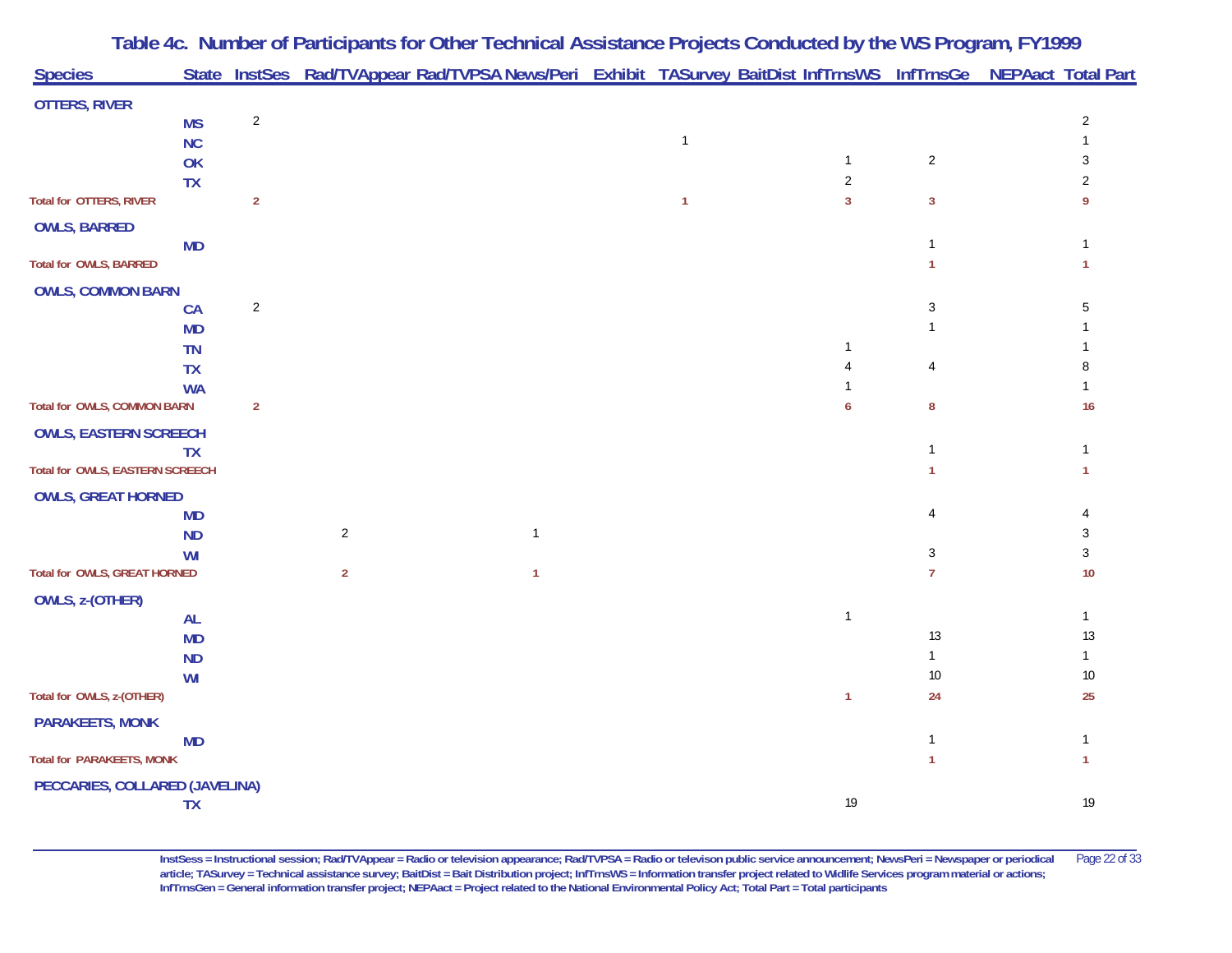# Table 4c. Number of Participants for Other Technical Assistance Projects Conducted by the WS Program, FY1999

| Species | State | InstSes | Rad/TVAppear | Rad/TVPSA | News/Peri | Exhibit | TASurvey | BaitDist | InfTrnsWS | InfTrnsGe | NEPAact | Total Part |
|---|---|---|---|---|---|---|---|---|---|---|---|---|
| **OTTERS, RIVER** | | | | | | | | | | | | |
| | MS | 2 | | | | | | | | | | 2 |
| | NC | | | | | | 1 | | | | | 1 |
| | OK | | | | | | | | 1 | 2 | | 3 |
| | TX | | | | | | | | 2 | | | 2 |
| **Total for OTTERS, RIVER** | | **2** | | | | | **1** | | **3** | **3** | | **9** |
| **OWLS, BARRED** | | | | | | | | | | | | |
| | MD | | | | | | | | | 1 | | 1 |
| **Total for OWLS, BARRED** | | | | | | | | | | **1** | | **1** |
| **OWLS, COMMON BARN** | | | | | | | | | | | | |
| | CA | 2 | | | | | | | | 3 | | 5 |
| | MD | | | | | | | | | 1 | | 1 |
| | TN | | | | | | | | 1 | | | 1 |
| | TX | | | | | | | | 4 | 4 | | 8 |
| | WA | | | | | | | | 1 | | | 1 |
| **Total for OWLS, COMMON BARN** | | **2** | | | | | | | **6** | **8** | | **16** |
| **OWLS, EASTERN SCREECH** | | | | | | | | | | | | |
| | TX | | | | | | | | | 1 | | 1 |
| **Total for OWLS, EASTERN SCREECH** | | | | | | | | | | **1** | | **1** |
| **OWLS, GREAT HORNED** | | | | | | | | | | | | |
| | MD | | | | | | | | | 4 | | 4 |
| | ND | | 2 | | 1 | | | | | | | 3 |
| | WI | | | | | | | | | 3 | | 3 |
| **Total for OWLS, GREAT HORNED** | | | **2** | | **1** | | | | | **7** | | **10** |
| **OWLS, z-(OTHER)** | | | | | | | | | | | | |
| | AL | | | | | | | | 1 | | | 1 |
| | MD | | | | | | | | | 13 | | 13 |
| | ND | | | | | | | | | 1 | | 1 |
| | WI | | | | | | | | | 10 | | 10 |
| **Total for OWLS, z-(OTHER)** | | | | | | | | | **1** | **24** | | **25** |
| **PARAKEETS, MONK** | | | | | | | | | | | | |
| | MD | | | | | | | | | 1 | | 1 |
| **Total for PARAKEETS, MONK** | | | | | | | | | | **1** | | **1** |
| **PECCARIES, COLLARED (JAVELINA)** | | | | | | | | | | | | |
| | TX | | | | | | | | 19 | | | 19 |

InstSess = Instructional session; Rad/TVAppear = Radio or television appearance; Rad/TVPSA = Radio or televison public service announcement; NewsPeri = Newspaper or periodical article; TASurvey = Technical assistance survey; BaitDist = Bait Distribution project; InfTrnsWS = Information transfer project related to Widlife Services program material or actions; InfTrnsGen = General information transfer project; NEPAact = Project related to the National Environmental Policy Act; Total Part = Total participants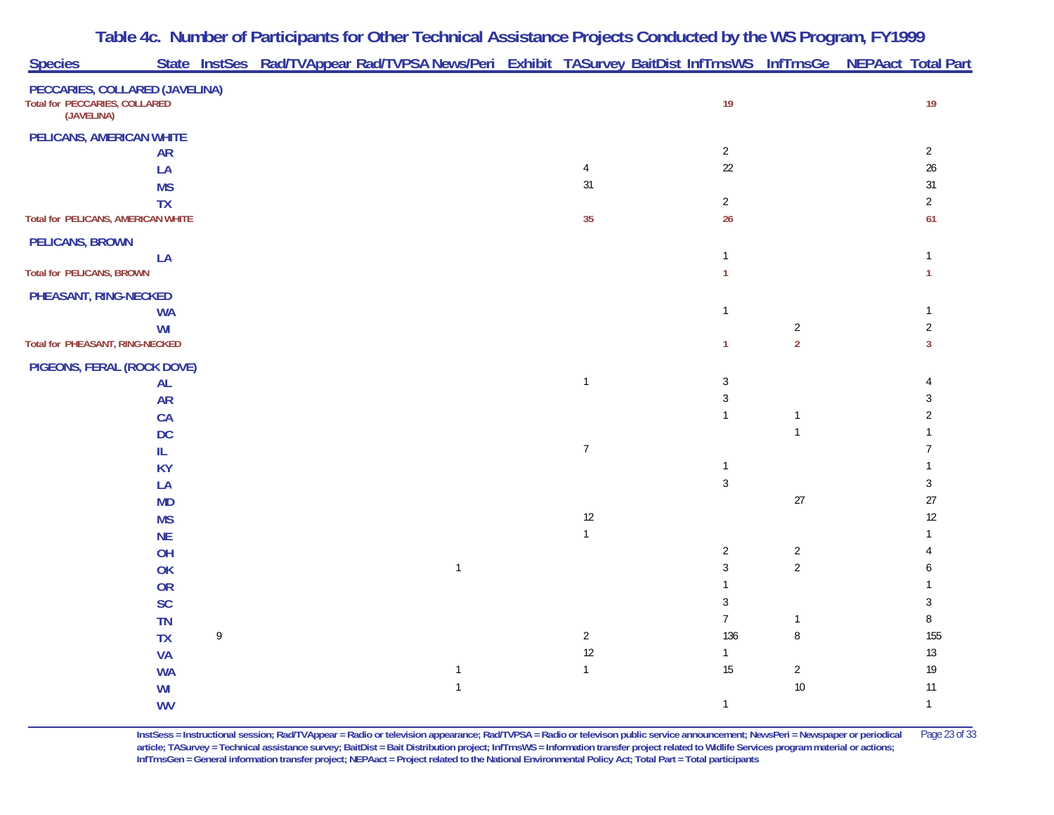# Table 4c. Number of Participants for Other Technical Assistance Projects Conducted by the WS Program, FY1999

| Species | State | InstSes | Rad/TVAppear | Rad/TVPSA | News/Peri | Exhibit | TASurvey | BaitDist | InfTrnsWS | InfTrnsGe | NEPAact | Total Part |
|---|---|---|---|---|---|---|---|---|---|---|---|---|
| **PECCARIES, COLLARED (JAVELINA)** | | | | | | | | | | | | |
| **Total for PECCARIES, COLLARED (JAVELINA)** | | | | | | | | | **19** | | | **19** |
| **PELICANS, AMERICAN WHITE** | | | | | | | | | | | | |
| | AR | | | | | | | | 2 | | | 2 |
| | LA | | | | | | 4 | | 22 | | | 26 |
| | MS | | | | | | 31 | | | | | 31 |
| | TX | | | | | | | | 2 | | | 2 |
| **Total for PELICANS, AMERICAN WHITE** | | | | | | | **35** | | **26** | | | **61** |
| **PELICANS, BROWN** | | | | | | | | | | | | |
| | LA | | | | | | | | 1 | | | 1 |
| **Total for PELICANS, BROWN** | | | | | | | | | **1** | | | **1** |
| **PHEASANT, RING-NECKED** | | | | | | | | | | | | |
| | WA | | | | | | | | 1 | | | 1 |
| | WI | | | | | | | | | 2 | | 2 |
| **Total for PHEASANT, RING-NECKED** | | | | | | | | | **1** | **2** | | **3** |
| **PIGEONS, FERAL (ROCK DOVE)** | | | | | | | | | | | | |
| | AL | | | | | | 1 | | 3 | | | 4 |
| | AR | | | | | | | | 3 | | | 3 |
| | CA | | | | | | | | 1 | 1 | | 2 |
| | DC | | | | | | | | | 1 | | 1 |
| | IL | | | | | | 7 | | | | | 7 |
| | KY | | | | | | | | 1 | | | 1 |
| | LA | | | | | | | | 3 | | | 3 |
| | MD | | | | | | | | | 27 | | 27 |
| | MS | | | | | | 12 | | | | | 12 |
| | NE | | | | | | 1 | | | | | 1 |
| | OH | | | | | | | | 2 | 2 | | 4 |
| | OK | | | | 1 | | | | 3 | 2 | | 6 |
| | OR | | | | | | | | 1 | | | 1 |
| | SC | | | | | | | | 3 | | | 3 |
| | TN | | | | | | | | 7 | 1 | | 8 |
| | TX | 9 | | | | | 2 | | 136 | 8 | | 155 |
| | VA | | | | | | 12 | | 1 | | | 13 |
| | WA | | | | 1 | | 1 | | 15 | 2 | | 19 |
| | WI | | | | 1 | | | | | 10 | | 11 |
| | WV | | | | | | | | 1 | | | 1 |

InstSess = Instructional session; Rad/TVAppear = Radio or television appearance; Rad/TVPSA = Radio or televison public service announcement; NewsPeri = Newspaper or periodical article; TASurvey = Technical assistance survey; BaitDist = Bait Distribution project; InfTrnsWS = Information transfer project related to Widlife Services program material or actions; InfTrnsGen = General information transfer project; NEPAact = Project related to the National Environmental Policy Act; Total Part = Total participants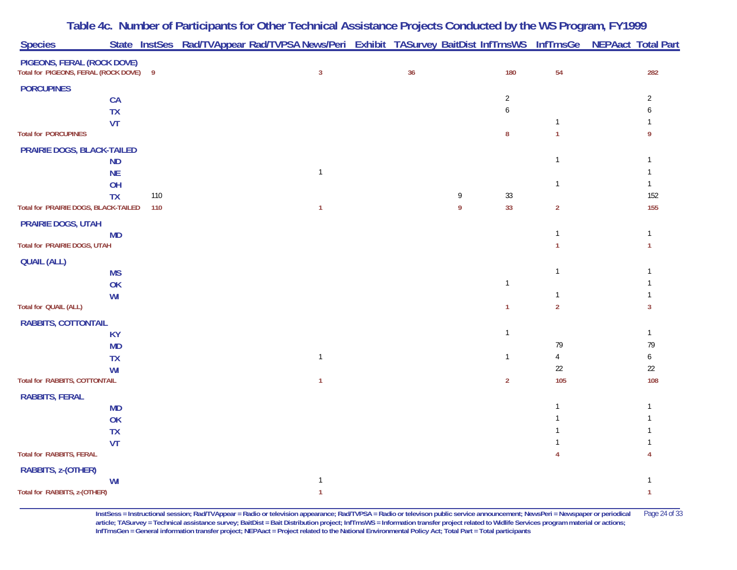# Table 4c. Number of Participants for Other Technical Assistance Projects Conducted by the WS Program, FY1999

| Species | State | InstSes | Rad/TVAppear | Rad/TVPSA | News/Peri | Exhibit | TASurvey | BaitDist | InfTrnsWS | InfTrnsGe | NEPAact | Total Part |
|---|---|---|---|---|---|---|---|---|---|---|---|---|
| **PIGEONS, FERAL (ROCK DOVE)** | | | | | | | | | | | | |
| **Total for PIGEONS, FERAL (ROCK DOVE)** | | **9** | | | **3** | | **36** | | **180** | **54** | | **282** |
| **PORCUPINES** | | | | | | | | | | | | |
| | CA | | | | | | | | 2 | | | 2 |
| | TX | | | | | | | | 6 | | | 6 |
| | VT | | | | | | | | | 1 | | 1 |
| **Total for PORCUPINES** | | | | | | | | | **8** | **1** | | **9** |
| **PRAIRIE DOGS, BLACK-TAILED** | | | | | | | | | | | | |
| | ND | | | | | | | | | 1 | | 1 |
| | NE | | | | 1 | | | | | | | 1 |
| | OH | | | | | | | | | 1 | | 1 |
| | TX | 110 | | | | | | 9 | 33 | | | 152 |
| **Total for PRAIRIE DOGS, BLACK-TAILED** | | **110** | | | **1** | | | **9** | **33** | **2** | | **155** |
| **PRAIRIE DOGS, UTAH** | | | | | | | | | | | | |
| | MD | | | | | | | | | 1 | | 1 |
| **Total for PRAIRIE DOGS, UTAH** | | | | | | | | | | **1** | | **1** |
| **QUAIL (ALL)** | | | | | | | | | | | | |
| | MS | | | | | | | | | 1 | | 1 |
| | OK | | | | | | | | 1 | | | 1 |
| | WI | | | | | | | | | 1 | | 1 |
| **Total for QUAIL (ALL)** | | | | | | | | | **1** | **2** | | **3** |
| **RABBITS, COTTONTAIL** | | | | | | | | | | | | |
| | KY | | | | | | | | 1 | | | 1 |
| | MD | | | | | | | | | 79 | | 79 |
| | TX | | | | 1 | | | | 1 | 4 | | 6 |
| | WI | | | | | | | | | 22 | | 22 |
| **Total for RABBITS, COTTONTAIL** | | | | | **1** | | | | **2** | **105** | | **108** |
| **RABBITS, FERAL** | | | | | | | | | | | | |
| | MD | | | | | | | | | 1 | | 1 |
| | OK | | | | | | | | | 1 | | 1 |
| | TX | | | | | | | | | 1 | | 1 |
| | VT | | | | | | | | | 1 | | 1 |
| **Total for RABBITS, FERAL** | | | | | | | | | | **4** | | **4** |
| **RABBITS, z-(OTHER)** | | | | | | | | | | | | |
| | WI | | | | 1 | | | | | | | 1 |
| **Total for RABBITS, z-(OTHER)** | | | | | **1** | | | | | | | **1** |

InstSess = Instructional session; Rad/TVAppear = Radio or television appearance; Rad/TVPSA = Radio or televison public service announcement; NewsPeri = Newspaper or periodical article; TASurvey = Technical assistance survey; BaitDist = Bait Distribution project; InfTrnsWS = Information transfer project related to Widlife Services program material or actions; InfTrnsGen = General information transfer project; NEPAact = Project related to the National Environmental Policy Act; Total Part = Total participants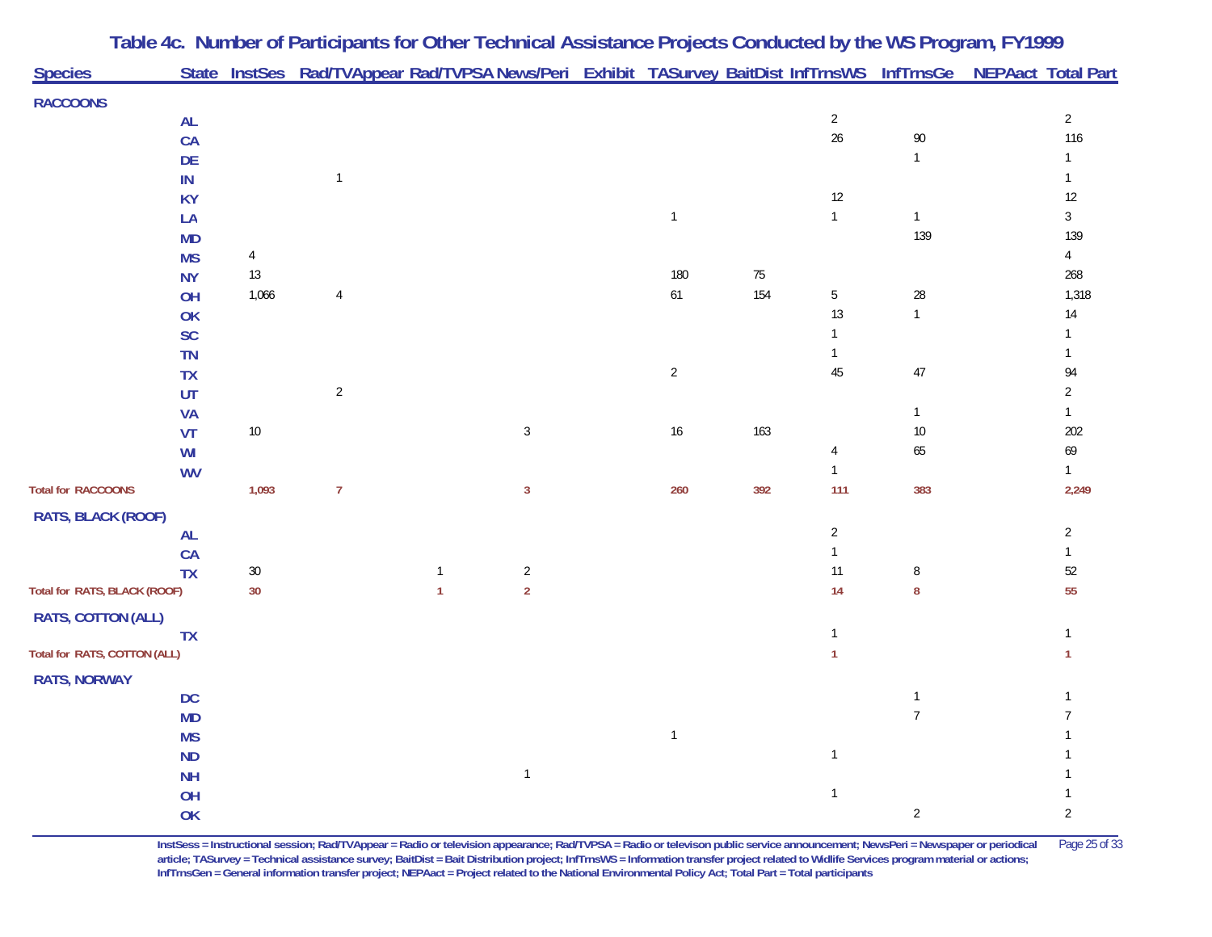## Table 4c. Number of Participants for Other Technical Assistance Projects Conducted by the WS Program, FY1999

| Species | State | InstSes | Rad/TVAppear | Rad/TVPSA | News/Peri | Exhibit | TASurvey | BaitDist | InfTrnsWS | InfTrnsGe | NEPAact | Total Part |
|---|---|---|---|---|---|---|---|---|---|---|---|---|
| **RACCOONS** | | | | | | | | | | | | |
| | AL | | | | | | | | 2 | | | 2 |
| | CA | | | | | | | | 26 | 90 | | 116 |
| | DE | | | | | | | | | 1 | | 1 |
| | IN | | 1 | | | | | | | | | 1 |
| | KY | | | | | | | | 12 | | | 12 |
| | LA | | | | | | 1 | | 1 | 1 | | 3 |
| | MD | | | | | | | | | 139 | | 139 |
| | MS | 4 | | | | | | | | | | 4 |
| | NY | 13 | | | | | 180 | 75 | | | | 268 |
| | OH | 1,066 | 4 | | | | 61 | 154 | 5 | 28 | | 1,318 |
| | OK | | | | | | | | 13 | 1 | | 14 |
| | SC | | | | | | | | 1 | | | 1 |
| | TN | | | | | | | | 1 | | | 1 |
| | TX | | | | | | 2 | | 45 | 47 | | 94 |
| | UT | | 2 | | | | | | | | | 2 |
| | VA | | | | | | | | | 1 | | 1 |
| | VT | 10 | | | 3 | | 16 | 163 | | 10 | | 202 |
| | WI | | | | | | | | 4 | 65 | | 69 |
| | WV | | | | | | | | 1 | | | 1 |
| **Total for RACCOONS** | | **1,093** | **7** | | **3** | | **260** | **392** | **111** | **383** | | **2,249** |
| **RATS, BLACK (ROOF)** | | | | | | | | | | | | |
| | AL | | | | | | | | 2 | | | 2 |
| | CA | | | | | | | | 1 | | | 1 |
| | TX | 30 | | 1 | 2 | | | | 11 | 8 | | 52 |
| **Total for RATS, BLACK (ROOF)** | | **30** | | **1** | **2** | | | | **14** | **8** | | **55** |
| **RATS, COTTON (ALL)** | | | | | | | | | | | | |
| | TX | | | | | | | | 1 | | | 1 |
| **Total for RATS, COTTON (ALL)** | | | | | | | | | **1** | | | **1** |
| **RATS, NORWAY** | | | | | | | | | | | | |
| | DC | | | | | | | | | 1 | | 1 |
| | MD | | | | | | | | | 7 | | 7 |
| | MS | | | | | | 1 | | | | | 1 |
| | ND | | | | | | | | 1 | | | 1 |
| | NH | | | | 1 | | | | | | | 1 |
| | OH | | | | | | | | 1 | | | 1 |
| | OK | | | | | | | | | 2 | | 2 |

InstSess = Instructional session; Rad/TVAppear = Radio or television appearance; Rad/TVPSA = Radio or televison public service announcement; NewsPeri = Newspaper or periodical article; TASurvey = Technical assistance survey; BaitDist = Bait Distribution project; InfTrnsWS = Information transfer project related to Widlife Services program material or actions; InfTrnsGen = General information transfer project; NEPAact = Project related to the National Environmental Policy Act; Total Part = Total participants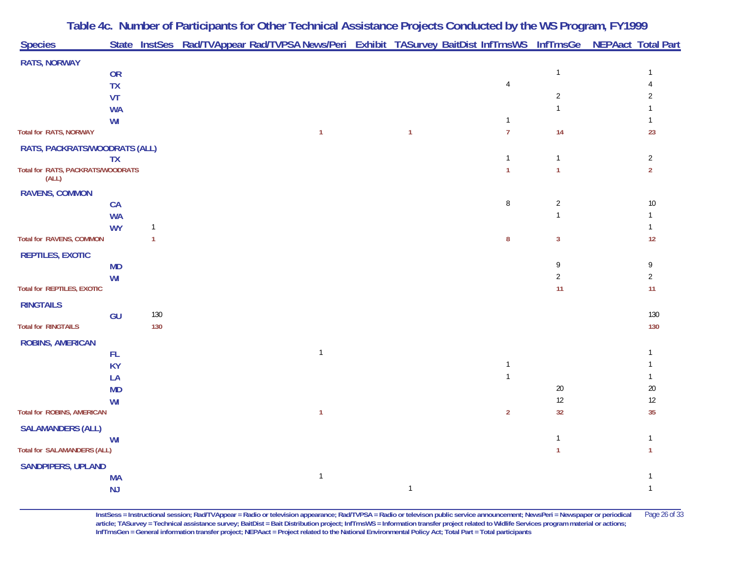## Table 4c. Number of Participants for Other Technical Assistance Projects Conducted by the WS Program, FY1999

| Species | State | InstSes | Rad/TVAppear | Rad/TVPSA | News/Peri | Exhibit | TASurvey | BaitDist | InfTrnsWS | InfTrnsGe | NEPAact | Total Part |
|---|---|---|---|---|---|---|---|---|---|---|---|---|
| **RATS, NORWAY** | | | | | | | | | | | | |
| | OR | | | | | | | | | 1 | | 1 |
| | TX | | | | | | | | 4 | | | 4 |
| | VT | | | | | | | | | 2 | | 2 |
| | WA | | | | | | | | | 1 | | 1 |
| | WI | | | | | | | | 1 | | | 1 |
| **Total for RATS, NORWAY** | | | | | **1** | | **1** | | **7** | **14** | | **23** |
| **RATS, PACKRATS/WOODRATS (ALL)** | | | | | | | | | | | | |
| | TX | | | | | | | | 1 | 1 | | 2 |
| **Total for RATS, PACKRATS/WOODRATS (ALL)** | | | | | | | | | **1** | **1** | | **2** |
| **RAVENS, COMMON** | | | | | | | | | | | | |
| | CA | | | | | | | | 8 | 2 | | 10 |
| | WA | | | | | | | | | 1 | | 1 |
| | WY | 1 | | | | | | | | | | 1 |
| **Total for RAVENS, COMMON** | | **1** | | | | | | | **8** | **3** | | **12** |
| **REPTILES, EXOTIC** | | | | | | | | | | | | |
| | MD | | | | | | | | | 9 | | 9 |
| | WI | | | | | | | | | 2 | | 2 |
| **Total for REPTILES, EXOTIC** | | | | | | | | | | **11** | | **11** |
| **RINGTAILS** | | | | | | | | | | | | |
| | GU | 130 | | | | | | | | | | 130 |
| **Total for RINGTAILS** | | **130** | | | | | | | | | | **130** |
| **ROBINS, AMERICAN** | | | | | | | | | | | | |
| | FL | | | | 1 | | | | | | | 1 |
| | KY | | | | | | | | 1 | | | 1 |
| | LA | | | | | | | | 1 | | | 1 |
| | MD | | | | | | | | | 20 | | 20 |
| | WI | | | | | | | | | 12 | | 12 |
| **Total for ROBINS, AMERICAN** | | | | | **1** | | | | **2** | **32** | | **35** |
| **SALAMANDERS (ALL)** | | | | | | | | | | | | |
| | WI | | | | | | | | | 1 | | 1 |
| **Total for SALAMANDERS (ALL)** | | | | | | | | | | **1** | | **1** |
| **SANDPIPERS, UPLAND** | | | | | | | | | | | | |
| | MA | | | | 1 | | | | | | | 1 |
| | NJ | | | | | | 1 | | | | | 1 |

InstSess = Instructional session; Rad/TVAppear = Radio or television appearance; Rad/TVPSA = Radio or televison public service announcement; NewsPeri = Newspaper or periodical article; TASurvey = Technical assistance survey; BaitDist = Bait Distribution project; InfTrnsWS = Information transfer project related to Widlife Services program material or actions; InfTrnsGen = General information transfer project; NEPAact = Project related to the National Environmental Policy Act; Total Part = Total participants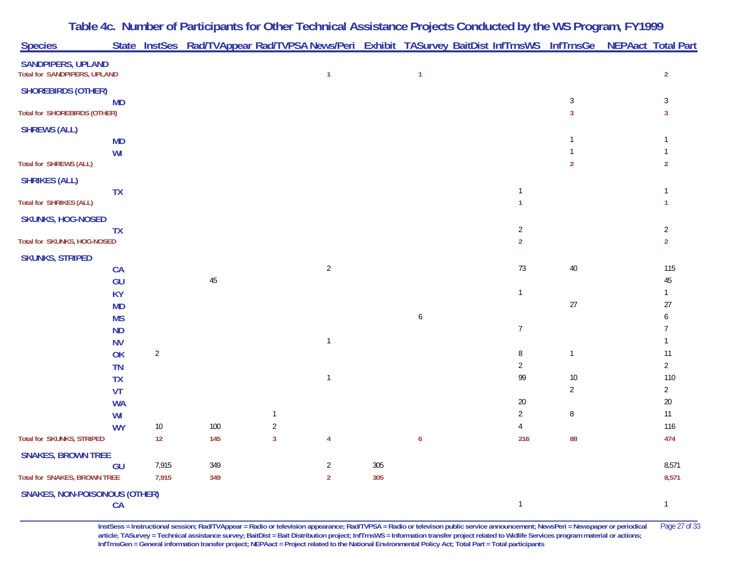# Table 4c. Number of Participants for Other Technical Assistance Projects Conducted by the WS Program, FY1999

| Species | State | InstSes | Rad/TVAppear | Rad/TVPSA | News/Peri | Exhibit | TASurvey | BaitDist | InfTrnsWS | InfTrnsGe | NEPAact | Total Part |
|---|---|---|---|---|---|---|---|---|---|---|---|---|
| **SANDPIPERS, UPLAND** | | | | | | | | | | | | |
| **Total for SANDPIPERS, UPLAND** | | | | | **1** | | **1** | | | | | **2** |
| **SHOREBIRDS (OTHER)** | | | | | | | | | | | | |
| | MD | | | | | | | | | 3 | | 3 |
| **Total for SHOREBIRDS (OTHER)** | | | | | | | | | | **3** | | **3** |
| **SHREWS (ALL)** | | | | | | | | | | | | |
| | MD | | | | | | | | | 1 | | 1 |
| | WI | | | | | | | | | 1 | | 1 |
| **Total for SHREWS (ALL)** | | | | | | | | | | **2** | | **2** |
| **SHRIKES (ALL)** | | | | | | | | | | | | |
| | TX | | | | | | | | 1 | | | 1 |
| **Total for SHRIKES (ALL)** | | | | | | | | | **1** | | | **1** |
| **SKUNKS, HOG-NOSED** | | | | | | | | | | | | |
| | TX | | | | | | | | 2 | | | 2 |
| **Total for SKUNKS, HOG-NOSED** | | | | | | | | | **2** | | | **2** |
| **SKUNKS, STRIPED** | | | | | | | | | | | | |
| | CA | | | | 2 | | | | 73 | 40 | | 115 |
| | GU | | 45 | | | | | | | | | 45 |
| | KY | | | | | | | | 1 | | | 1 |
| | MD | | | | | | | | | 27 | | 27 |
| | MS | | | | | | 6 | | | | | 6 |
| | ND | | | | | | | | 7 | | | 7 |
| | NV | | | | 1 | | | | | | | 1 |
| | OK | 2 | | | | | | | 8 | 1 | | 11 |
| | TN | | | | | | | | 2 | | | 2 |
| | TX | | | | 1 | | | | 99 | 10 | | 110 |
| | VT | | | | | | | | | 2 | | 2 |
| | WA | | | | | | | | 20 | | | 20 |
| | WI | | | 1 | | | | | 2 | 8 | | 11 |
| | WY | 10 | 100 | 2 | | | | | 4 | | | 116 |
| **Total for SKUNKS, STRIPED** | | **12** | **145** | **3** | **4** | | **6** | | **216** | **88** | | **474** |
| **SNAKES, BROWN TREE** | | | | | | | | | | | | |
| | GU | 7,915 | 349 | | 2 | 305 | | | | | | 8,571 |
| **Total for SNAKES, BROWN TREE** | | **7,915** | **349** | | **2** | **305** | | | | | | **8,571** |
| **SNAKES, NON-POISONOUS (OTHER)** | | | | | | | | | | | | |
| | CA | | | | | | | | 1 | | | 1 |

InstSess = Instructional session; Rad/TVAppear = Radio or television appearance; Rad/TVPSA = Radio or televison public service announcement; NewsPeri = Newspaper or periodical article; TASurvey = Technical assistance survey; BaitDist = Bait Distribution project; InfTrnsWS = Information transfer project related to Widlife Services program material or actions; InfTrnsGen = General information transfer project; NEPAact = Project related to the National Environmental Policy Act; Total Part = Total participants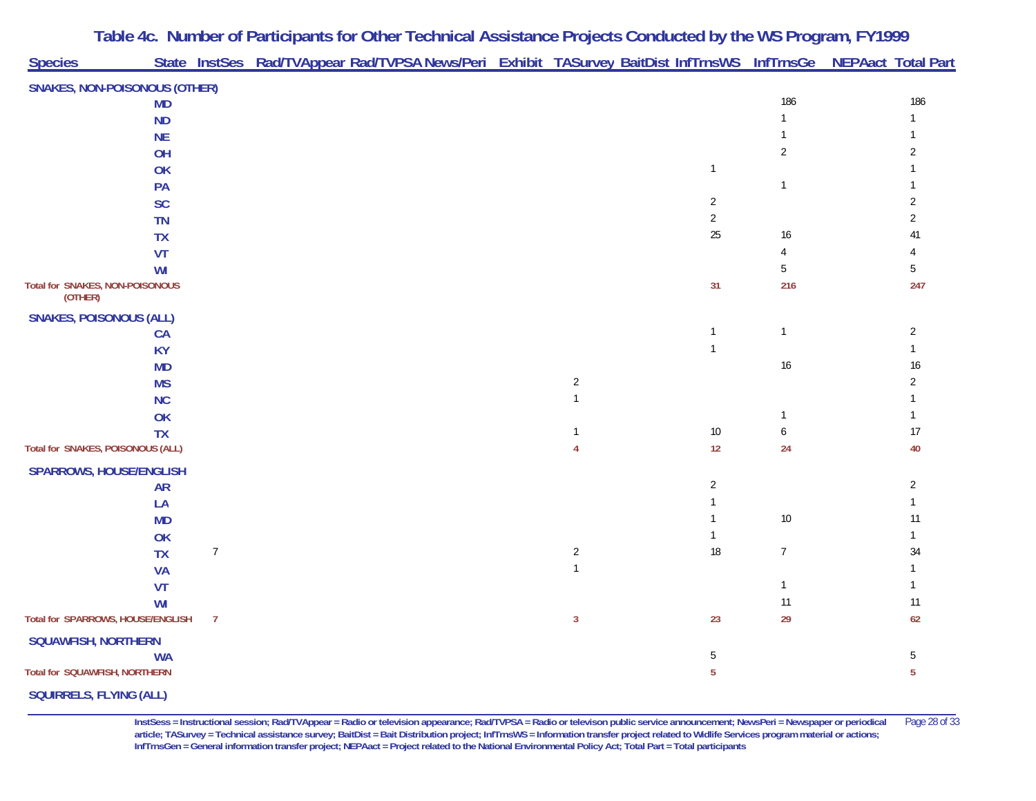# Table 4c. Number of Participants for Other Technical Assistance Projects Conducted by the WS Program, FY1999

| Species | State | InstSes | Rad/TVAppear | Rad/TVPSA | News/Peri | Exhibit | TASurvey | BaitDist | InfTrnsWS | InfTrnsGe | NEPAact | Total Part |
|---|---|---|---|---|---|---|---|---|---|---|---|---|
| **SNAKES, NON-POISONOUS (OTHER)** | | | | | | | | | | | | |
| | MD | | | | | | | | | 186 | | 186 |
| | ND | | | | | | | | | 1 | | 1 |
| | NE | | | | | | | | | 1 | | 1 |
| | OH | | | | | | | | | 2 | | 2 |
| | OK | | | | | | | | 1 | | | 1 |
| | PA | | | | | | | | | 1 | | 1 |
| | SC | | | | | | | | 2 | | | 2 |
| | TN | | | | | | | | 2 | | | 2 |
| | TX | | | | | | | | 25 | 16 | | 41 |
| | VT | | | | | | | | | 4 | | 4 |
| | WI | | | | | | | | | 5 | | 5 |
| **Total for SNAKES, NON-POISONOUS (OTHER)** | | | | | | | | | **31** | **216** | | **247** |
| **SNAKES, POISONOUS (ALL)** | | | | | | | | | | | | |
| | CA | | | | | | | | 1 | 1 | | 2 |
| | KY | | | | | | | | 1 | | | 1 |
| | MD | | | | | | | | | 16 | | 16 |
| | MS | | | | | | 2 | | | | | 2 |
| | NC | | | | | | 1 | | | | | 1 |
| | OK | | | | | | | | | 1 | | 1 |
| | TX | | | | | | 1 | | 10 | 6 | | 17 |
| **Total for SNAKES, POISONOUS (ALL)** | | | | | | | **4** | | **12** | **24** | | **40** |
| **SPARROWS, HOUSE/ENGLISH** | | | | | | | | | | | | |
| | AR | | | | | | | | 2 | | | 2 |
| | LA | | | | | | | | 1 | | | 1 |
| | MD | | | | | | | | 1 | 10 | | 11 |
| | OK | | | | | | | | 1 | | | 1 |
| | TX | 7 | | | | | 2 | | 18 | 7 | | 34 |
| | VA | | | | | | 1 | | | | | 1 |
| | VT | | | | | | | | | 1 | | 1 |
| | WI | | | | | | | | | 11 | | 11 |
| **Total for SPARROWS, HOUSE/ENGLISH** | | **7** | | | | | **3** | | **23** | **29** | | **62** |
| **SQUAWFISH, NORTHERN** | | | | | | | | | | | | |
| | WA | | | | | | | | 5 | | | 5 |
| **Total for SQUAWFISH, NORTHERN** | | | | | | | | | **5** | | | **5** |
| **SQUIRRELS, FLYING (ALL)** | | | | | | | | | | | | |

InstSess = Instructional session; Rad/TVAppear = Radio or television appearance; Rad/TVPSA = Radio or televison public service announcement; NewsPeri = Newspaper or periodical article; TASurvey = Technical assistance survey; BaitDist = Bait Distribution project; InfTrnsWS = Information transfer project related to Widlife Services program material or actions; InfTrnsGen = General information transfer project; NEPAact = Project related to the National Environmental Policy Act; Total Part = Total participants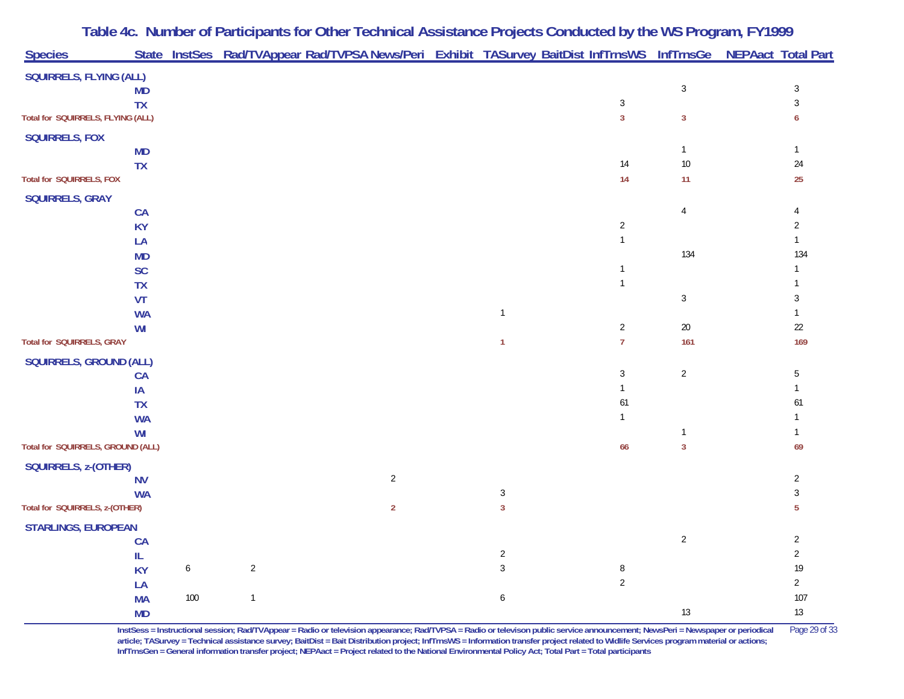# Table 4c. Number of Participants for Other Technical Assistance Projects Conducted by the WS Program, FY1999

| Species | State | InstSes | Rad/TVAppear | Rad/TVPSA | News/Peri | Exhibit | TASurvey | BaitDist | InfTrnsWS | InfTrnsGe | NEPAact | Total Part |
|---|---|---|---|---|---|---|---|---|---|---|---|---|
| **SQUIRRELS, FLYING (ALL)** | | | | | | | | | | | | |
| | MD | | | | | | | | | 3 | | 3 |
| | TX | | | | | | | | 3 | | | 3 |
| **Total for SQUIRRELS, FLYING (ALL)** | | | | | | | | | **3** | **3** | | **6** |
| **SQUIRRELS, FOX** | | | | | | | | | | | | |
| | MD | | | | | | | | | 1 | | 1 |
| | TX | | | | | | | | 14 | 10 | | 24 |
| **Total for SQUIRRELS, FOX** | | | | | | | | | **14** | **11** | | **25** |
| **SQUIRRELS, GRAY** | | | | | | | | | | | | |
| | CA | | | | | | | | | 4 | | 4 |
| | KY | | | | | | | | 2 | | | 2 |
| | LA | | | | | | | | 1 | | | 1 |
| | MD | | | | | | | | | 134 | | 134 |
| | SC | | | | | | | | 1 | | | 1 |
| | TX | | | | | | | | 1 | | | 1 |
| | VT | | | | | | | | | 3 | | 3 |
| | WA | | | | | | 1 | | | | | 1 |
| | WI | | | | | | | | 2 | 20 | | 22 |
| **Total for SQUIRRELS, GRAY** | | | | | | | **1** | | **7** | **161** | | **169** |
| **SQUIRRELS, GROUND (ALL)** | | | | | | | | | | | | |
| | CA | | | | | | | | 3 | 2 | | 5 |
| | IA | | | | | | | | 1 | | | 1 |
| | TX | | | | | | | | 61 | | | 61 |
| | WA | | | | | | | | 1 | | | 1 |
| | WI | | | | | | | | | 1 | | 1 |
| **Total for SQUIRRELS, GROUND (ALL)** | | | | | | | | | **66** | **3** | | **69** |
| **SQUIRRELS, z-(OTHER)** | | | | | | | | | | | | |
| | NV | | | | 2 | | | | | | | 2 |
| | WA | | | | | | 3 | | | | | 3 |
| **Total for SQUIRRELS, z-(OTHER)** | | | | | **2** | | **3** | | | | | **5** |
| **STARLINGS, EUROPEAN** | | | | | | | | | | | | |
| | CA | | | | | | | | | 2 | | 2 |
| | IL | | | | | | 2 | | | | | 2 |
| | KY | 6 | 2 | | | | 3 | | 8 | | | 19 |
| | LA | | | | | | | | 2 | | | 2 |
| | MA | 100 | 1 | | | | 6 | | | | | 107 |
| | MD | | | | | | | | | 13 | | 13 |

InstSess = Instructional session; Rad/TVAppear = Radio or television appearance; Rad/TVPSA = Radio or televison public service announcement; NewsPeri = Newspaper or periodical article; TASurvey = Technical assistance survey; BaitDist = Bait Distribution project; InfTrnsWS = Information transfer project related to Widlife Services program material or actions; InfTrnsGen = General information transfer project; NEPAact = Project related to the National Environmental Policy Act; Total Part = Total participants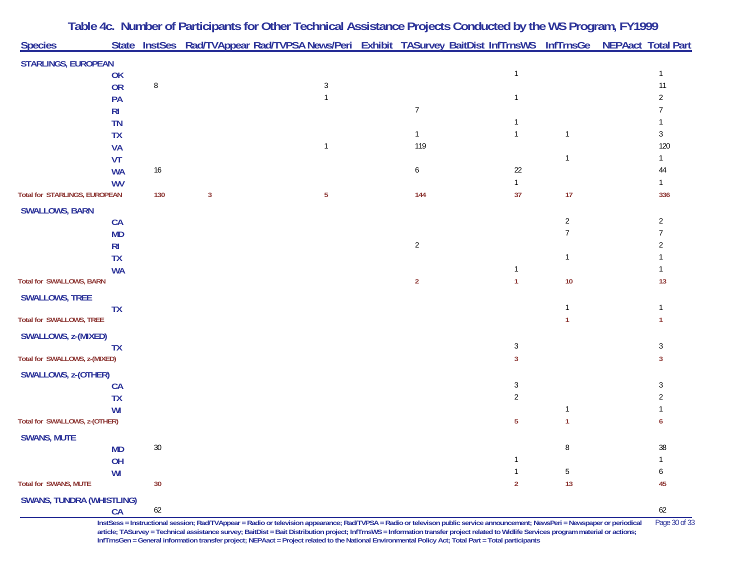# Table 4c. Number of Participants for Other Technical Assistance Projects Conducted by the WS Program, FY1999

| Species | State | InstSes | Rad/TVAppear | Rad/TVPSA | News/Peri | Exhibit | TASurvey | BaitDist | InfTrnsWS | InfTrnsGe | NEPAact | Total Part |
|---|---|---|---|---|---|---|---|---|---|---|---|---|
| **STARLINGS, EUROPEAN** | | | | | | | | | | | | |
| | OK | | | | | | | | 1 | | | 1 |
| | OR | 8 | | | 3 | | | | | | | 11 |
| | PA | | | | 1 | | | | 1 | | | 2 |
| | RI | | | | | | 7 | | | | | 7 |
| | TN | | | | | | | | 1 | | | 1 |
| | TX | | | | | | 1 | | 1 | 1 | | 3 |
| | VA | | | | 1 | | 119 | | | | | 120 |
| | VT | | | | | | | | | 1 | | 1 |
| | WA | 16 | | | | | 6 | | 22 | | | 44 |
| | WV | | | | | | | | 1 | | | 1 |
| **Total for STARLINGS, EUROPEAN** | | **130** | **3** | | **5** | | **144** | | **37** | **17** | | **336** |
| **SWALLOWS, BARN** | | | | | | | | | | | | |
| | CA | | | | | | | | | 2 | | 2 |
| | MD | | | | | | | | | 7 | | 7 |
| | RI | | | | | | 2 | | | | | 2 |
| | TX | | | | | | | | | 1 | | 1 |
| | WA | | | | | | | | 1 | | | 1 |
| **Total for SWALLOWS, BARN** | | | | | | | **2** | | **1** | **10** | | **13** |
| **SWALLOWS, TREE** | | | | | | | | | | | | |
| | TX | | | | | | | | | 1 | | 1 |
| **Total for SWALLOWS, TREE** | | | | | | | | | | **1** | | **1** |
| **SWALLOWS, z-(MIXED)** | | | | | | | | | | | | |
| | TX | | | | | | | | 3 | | | 3 |
| **Total for SWALLOWS, z-(MIXED)** | | | | | | | | | **3** | | | **3** |
| **SWALLOWS, z-(OTHER)** | | | | | | | | | | | | |
| | CA | | | | | | | | 3 | | | 3 |
| | TX | | | | | | | | 2 | | | 2 |
| | WI | | | | | | | | | 1 | | 1 |
| **Total for SWALLOWS, z-(OTHER)** | | | | | | | | | **5** | **1** | | **6** |
| **SWANS, MUTE** | | | | | | | | | | | | |
| | MD | 30 | | | | | | | | 8 | | 38 |
| | OH | | | | | | | | 1 | | | 1 |
| | WI | | | | | | | | 1 | 5 | | 6 |
| **Total for SWANS, MUTE** | | **30** | | | | | | | **2** | **13** | | **45** |
| **SWANS, TUNDRA (WHISTLING)** | | | | | | | | | | | | |
| | CA | 62 | | | | | | | | | | 62 |

InstSess = Instructional session; Rad/TVAppear = Radio or television appearance; Rad/TVPSA = Radio or televison public service announcement; NewsPeri = Newspaper or periodical article; TASurvey = Technical assistance survey; BaitDist = Bait Distribution project; InfTrnsWS = Information transfer project related to Widlife Services program material or actions; InfTrnsGen = General information transfer project; NEPAact = Project related to the National Environmental Policy Act; Total Part = Total participants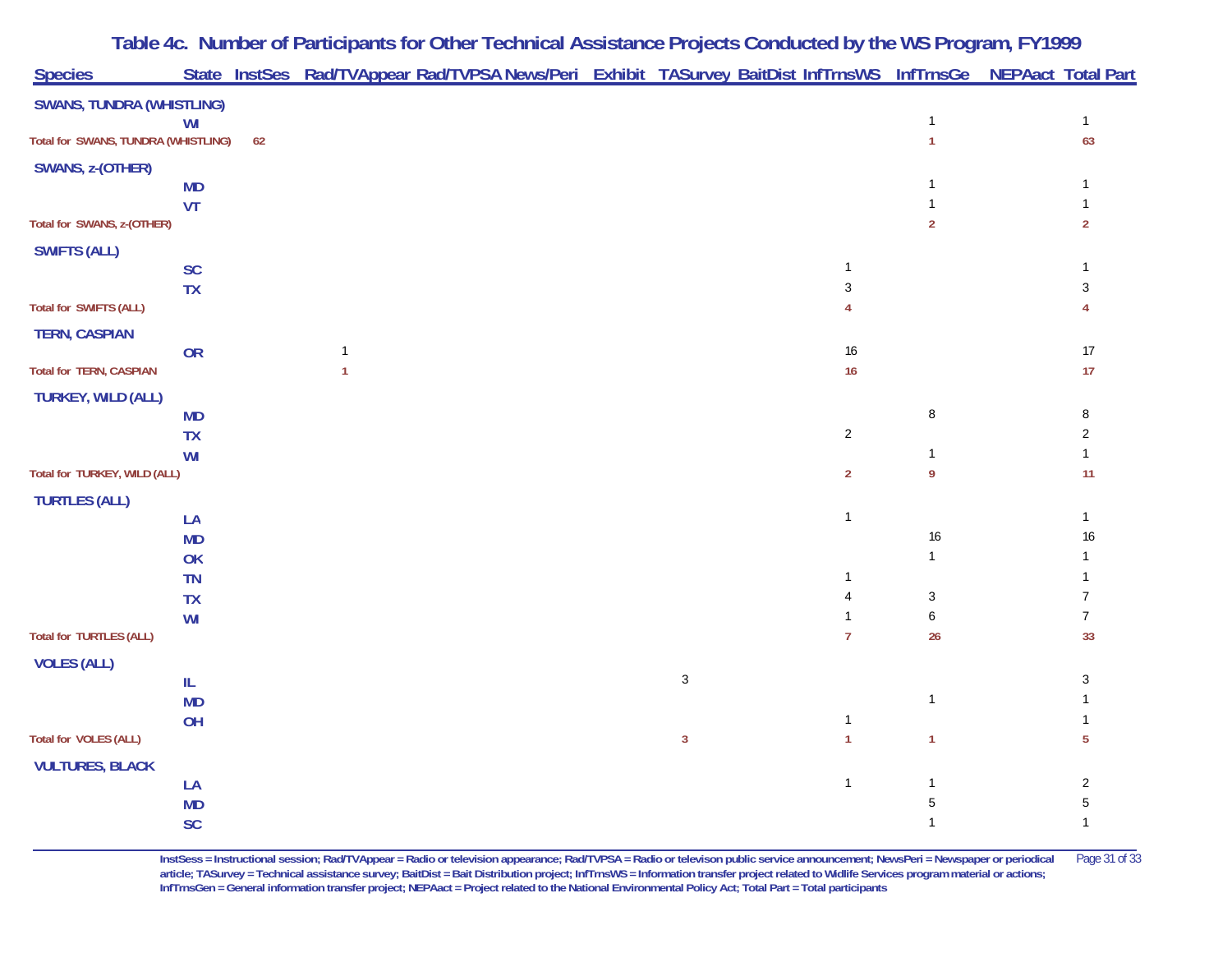# Table 4c. Number of Participants for Other Technical Assistance Projects Conducted by the WS Program, FY1999

| Species | State | InstSes | Rad/TVAppear | Rad/TVPSA | News/Peri | Exhibit | TASurvey | BaitDist | InfTrnsWS | InfTrnsGe | NEPAact | Total Part |
|---|---|---|---|---|---|---|---|---|---|---|---|---|
| **SWANS, TUNDRA (WHISTLING)** | | | | | | | | | | | | |
| | WI | | | | | | | | | 1 | | 1 |
| **Total for SWANS, TUNDRA (WHISTLING)** | | 62 | | | | | | | | 1 | | 63 |
| **SWANS, z-(OTHER)** | | | | | | | | | | | | |
| | MD | | | | | | | | | 1 | | 1 |
| | VT | | | | | | | | | 1 | | 1 |
| **Total for SWANS, z-(OTHER)** | | | | | | | | | | 2 | | 2 |
| **SWIFTS (ALL)** | | | | | | | | | | | | |
| | SC | | | | | | | | 1 | | | 1 |
| | TX | | | | | | | | 3 | | | 3 |
| **Total for SWIFTS (ALL)** | | | | | | | | | 4 | | | 4 |
| **TERN, CASPIAN** | | | | | | | | | | | | |
| | OR | | 1 | | | | | | 16 | | | 17 |
| **Total for TERN, CASPIAN** | | | 1 | | | | | | 16 | | | 17 |
| **TURKEY, WILD (ALL)** | | | | | | | | | | | | |
| | MD | | | | | | | | | 8 | | 8 |
| | TX | | | | | | | | 2 | | | 2 |
| | WI | | | | | | | | | 1 | | 1 |
| **Total for TURKEY, WILD (ALL)** | | | | | | | | | 2 | 9 | | 11 |
| **TURTLES (ALL)** | | | | | | | | | | | | |
| | LA | | | | | | | | 1 | | | 1 |
| | MD | | | | | | | | | 16 | | 16 |
| | OK | | | | | | | | | 1 | | 1 |
| | TN | | | | | | | | 1 | | | 1 |
| | TX | | | | | | | | 4 | 3 | | 7 |
| | WI | | | | | | | | 1 | 6 | | 7 |
| **Total for TURTLES (ALL)** | | | | | | | | | 7 | 26 | | 33 |
| **VOLES (ALL)** | | | | | | | | | | | | |
| | IL | | | | | | 3 | | | | | 3 |
| | MD | | | | | | | | | 1 | | 1 |
| | OH | | | | | | | | 1 | | | 1 |
| **Total for VOLES (ALL)** | | | | | | | 3 | | 1 | 1 | | 5 |
| **VULTURES, BLACK** | | | | | | | | | | | | |
| | LA | | | | | | | | 1 | 1 | | 2 |
| | MD | | | | | | | | | 5 | | 5 |
| | SC | | | | | | | | | 1 | | 1 |

InstSess = Instructional session; Rad/TVAppear = Radio or television appearance; Rad/TVPSA = Radio or televison public service announcement; NewsPeri = Newspaper or periodical article; TASurvey = Technical assistance survey; BaitDist = Bait Distribution project; InfTrnsWS = Information transfer project related to Widlife Services program material or actions; InfTrnsGen = General information transfer project; NEPAact = Project related to the National Environmental Policy Act; Total Part = Total participants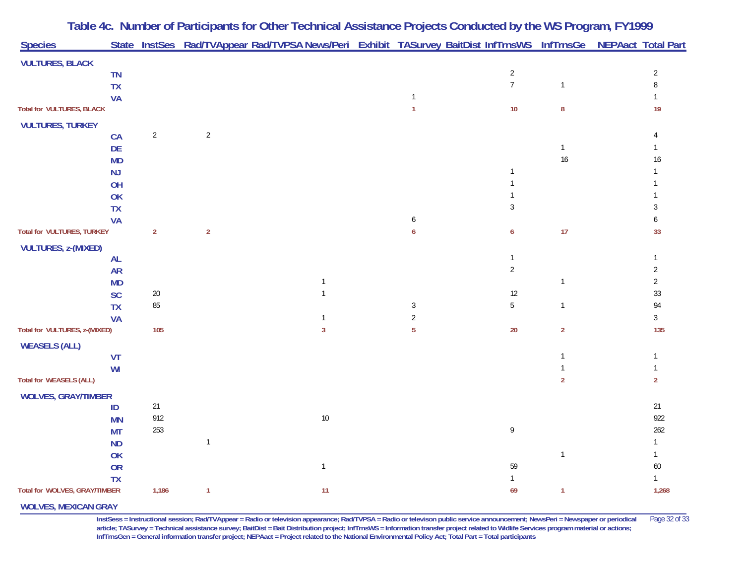# Table 4c. Number of Participants for Other Technical Assistance Projects Conducted by the WS Program, FY1999

| Species | State | InstSes | Rad/TVAppear | Rad/TVPSA | News/Peri | Exhibit | TASurvey | BaitDist | InfTrnsWS | InfTrnsGe | NEPAact | Total Part |
|---|---|---|---|---|---|---|---|---|---|---|---|---|
| **VULTURES, BLACK** | | | | | | | | | | | | |
| | TN | | | | | | | | 2 | | | 2 |
| | TX | | | | | | | | 7 | 1 | | 8 |
| | VA | | | | | | 1 | | | | | 1 |
| **Total for VULTURES, BLACK** | | | | | | | **1** | | **10** | **8** | | **19** |
| **VULTURES, TURKEY** | | | | | | | | | | | | |
| | CA | 2 | 2 | | | | | | | | | 4 |
| | DE | | | | | | | | | 1 | | 1 |
| | MD | | | | | | | | | 16 | | 16 |
| | NJ | | | | | | | | 1 | | | 1 |
| | OH | | | | | | | | 1 | | | 1 |
| | OK | | | | | | | | 1 | | | 1 |
| | TX | | | | | | | | 3 | | | 3 |
| | VA | | | | | | 6 | | | | | 6 |
| **Total for VULTURES, TURKEY** | | **2** | **2** | | | | **6** | | **6** | **17** | | **33** |
| **VULTURES, z-(MIXED)** | | | | | | | | | | | | |
| | AL | | | | | | | | 1 | | | 1 |
| | AR | | | | | | | | 2 | | | 2 |
| | MD | | | | 1 | | | | | 1 | | 2 |
| | SC | 20 | | | 1 | | | | 12 | | | 33 |
| | TX | 85 | | | | | 3 | | 5 | 1 | | 94 |
| | VA | | | | 1 | | 2 | | | | | 3 |
| **Total for VULTURES, z-(MIXED)** | | **105** | | | **3** | | **5** | | **20** | **2** | | **135** |
| **WEASELS (ALL)** | | | | | | | | | | | | |
| | VT | | | | | | | | | 1 | | 1 |
| | WI | | | | | | | | | 1 | | 1 |
| **Total for WEASELS (ALL)** | | | | | | | | | | **2** | | **2** |
| **WOLVES, GRAY/TIMBER** | | | | | | | | | | | | |
| | ID | 21 | | | | | | | | | | 21 |
| | MN | 912 | | | 10 | | | | | | | 922 |
| | MT | 253 | | | | | | | 9 | | | 262 |
| | ND | | 1 | | | | | | | | | 1 |
| | OK | | | | | | | | | 1 | | 1 |
| | OR | | | | 1 | | | | 59 | | | 60 |
| | TX | | | | | | | | 1 | | | 1 |
| **Total for WOLVES, GRAY/TIMBER** | | **1,186** | **1** | | **11** | | | | **69** | **1** | | **1,268** |
| **WOLVES, MEXICAN GRAY** | | | | | | | | | | | | |

InstSess = Instructional session; Rad/TVAppear = Radio or television appearance; Rad/TVPSA = Radio or televison public service announcement; NewsPeri = Newspaper or periodical article; TASurvey = Technical assistance survey; BaitDist = Bait Distribution project; InfTrnsWS = Information transfer project related to Widlife Services program material or actions; InfTrnsGen = General information transfer project; NEPAact = Project related to the National Environmental Policy Act; Total Part = Total participants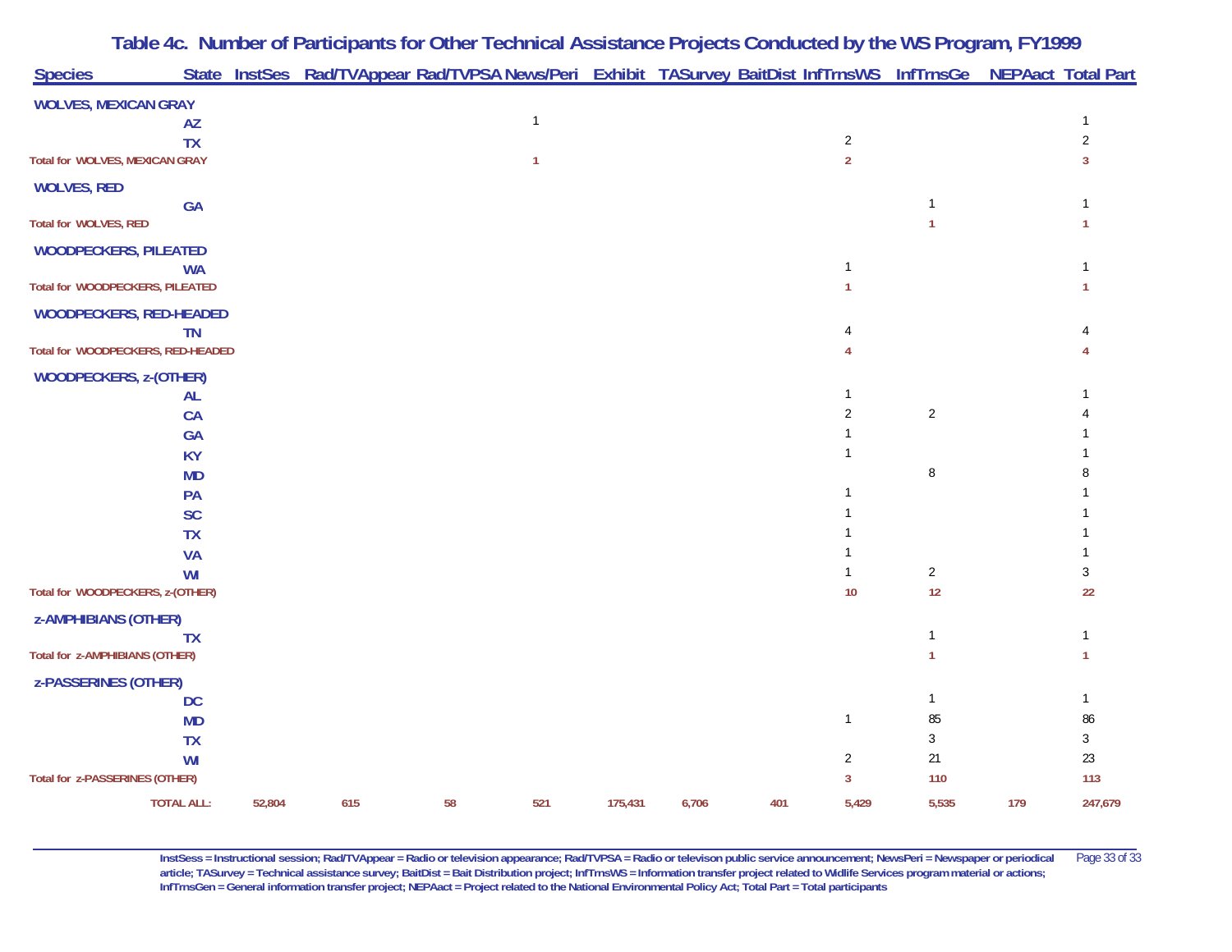# Table 4c. Number of Participants for Other Technical Assistance Projects Conducted by the WS Program, FY1999

| Species | State | InstSes | Rad/TVAppear | Rad/TVPSA | News/Peri | Exhibit | TASurvey | BaitDist | InfTrnsWS | InfTrnsGe | NEPAact | Total Part |
|---|---|---|---|---|---|---|---|---|---|---|---|---|
| **WOLVES, MEXICAN GRAY** | | | | | | | | | | | | |
| | AZ | | | | 1 | | | | | | | 1 |
| | TX | | | | | | | | 2 | | | 2 |
| **Total for WOLVES, MEXICAN GRAY** | | | | | **1** | | | | **2** | | | **3** |
| **WOLVES, RED** | | | | | | | | | | | | |
| | GA | | | | | | | | | 1 | | 1 |
| **Total for WOLVES, RED** | | | | | | | | | | **1** | | **1** |
| **WOODPECKERS, PILEATED** | | | | | | | | | | | | |
| | WA | | | | | | | | 1 | | | 1 |
| **Total for WOODPECKERS, PILEATED** | | | | | | | | | **1** | | | **1** |
| **WOODPECKERS, RED-HEADED** | | | | | | | | | | | | |
| | TN | | | | | | | | 4 | | | 4 |
| **Total for WOODPECKERS, RED-HEADED** | | | | | | | | | **4** | | | **4** |
| **WOODPECKERS, z-(OTHER)** | | | | | | | | | | | | |
| | AL | | | | | | | | 1 | | | 1 |
| | CA | | | | | | | | 2 | 2 | | 4 |
| | GA | | | | | | | | 1 | | | 1 |
| | KY | | | | | | | | 1 | | | 1 |
| | MD | | | | | | | | | 8 | | 8 |
| | PA | | | | | | | | 1 | | | 1 |
| | SC | | | | | | | | 1 | | | 1 |
| | TX | | | | | | | | 1 | | | 1 |
| | VA | | | | | | | | 1 | | | 1 |
| | WI | | | | | | | | 1 | 2 | | 3 |
| **Total for WOODPECKERS, z-(OTHER)** | | | | | | | | | **10** | **12** | | **22** |
| **z-AMPHIBIANS (OTHER)** | | | | | | | | | | | | |
| | TX | | | | | | | | | 1 | | 1 |
| **Total for z-AMPHIBIANS (OTHER)** | | | | | | | | | | **1** | | **1** |
| **z-PASSERINES (OTHER)** | | | | | | | | | | | | |
| | DC | | | | | | | | | 1 | | 1 |
| | MD | | | | | | | | 1 | 85 | | 86 |
| | TX | | | | | | | | | 3 | | 3 |
| | WI | | | | | | | | 2 | 21 | | 23 |
| **Total for z-PASSERINES (OTHER)** | | | | | | | | | **3** | **110** | | **113** |
| **TOTAL ALL:** | | **52,804** | **615** | **58** | **521** | **175,431** | **6,706** | **401** | **5,429** | **5,535** | **179** | **247,679** |

InstSess = Instructional session; Rad/TVAppear = Radio or television appearance; Rad/TVPSA = Radio or televison public service announcement; NewsPeri = Newspaper or periodical article; TASurvey = Technical assistance survey; BaitDist = Bait Distribution project; InfTrnsWS = Information transfer project related to Widlife Services program material or actions; InfTrnsGen = General information transfer project; NEPAact = Project related to the National Environmental Policy Act; Total Part = Total participants